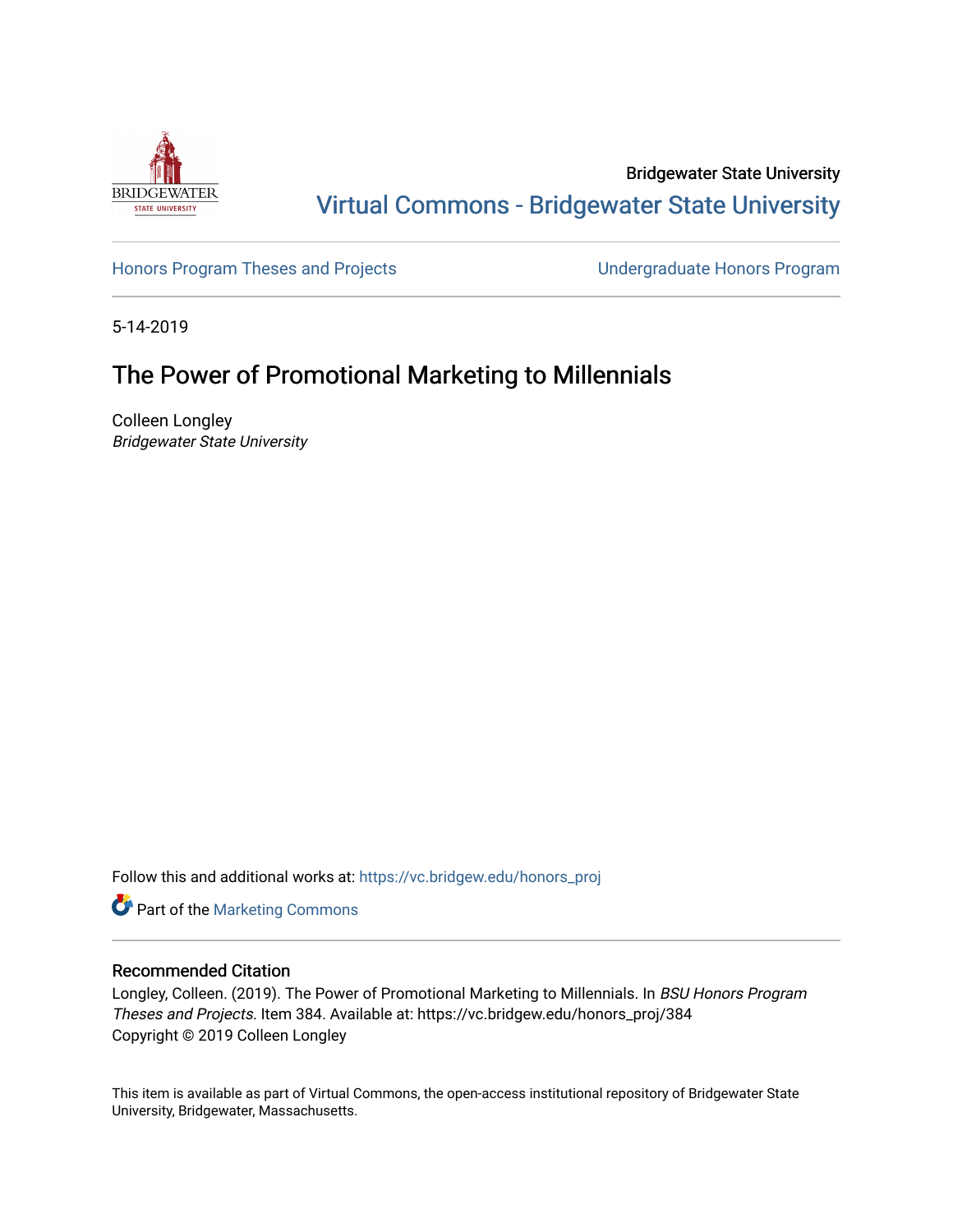Bridgewater State University

Virtual Commons - Bridgewater State University

Honors Program Theses and Projects

Undergraduate Honors Program

5-14-2019

# The Power of Promotional Marketing to Millennials

Colleen Longley
*Bridgewater State University*

Follow this and additional works at: https://vc.bridgew.edu/honors_proj

Part of the Marketing Commons

## Recommended Citation

Longley, Colleen. (2019). The Power of Promotional Marketing to Millennials. In *BSU Honors Program Theses and Projects.* Item 384. Available at: https://vc.bridgew.edu/honors_proj/384
Copyright © 2019 Colleen Longley

This item is available as part of Virtual Commons, the open-access institutional repository of Bridgewater State University, Bridgewater, Massachusetts.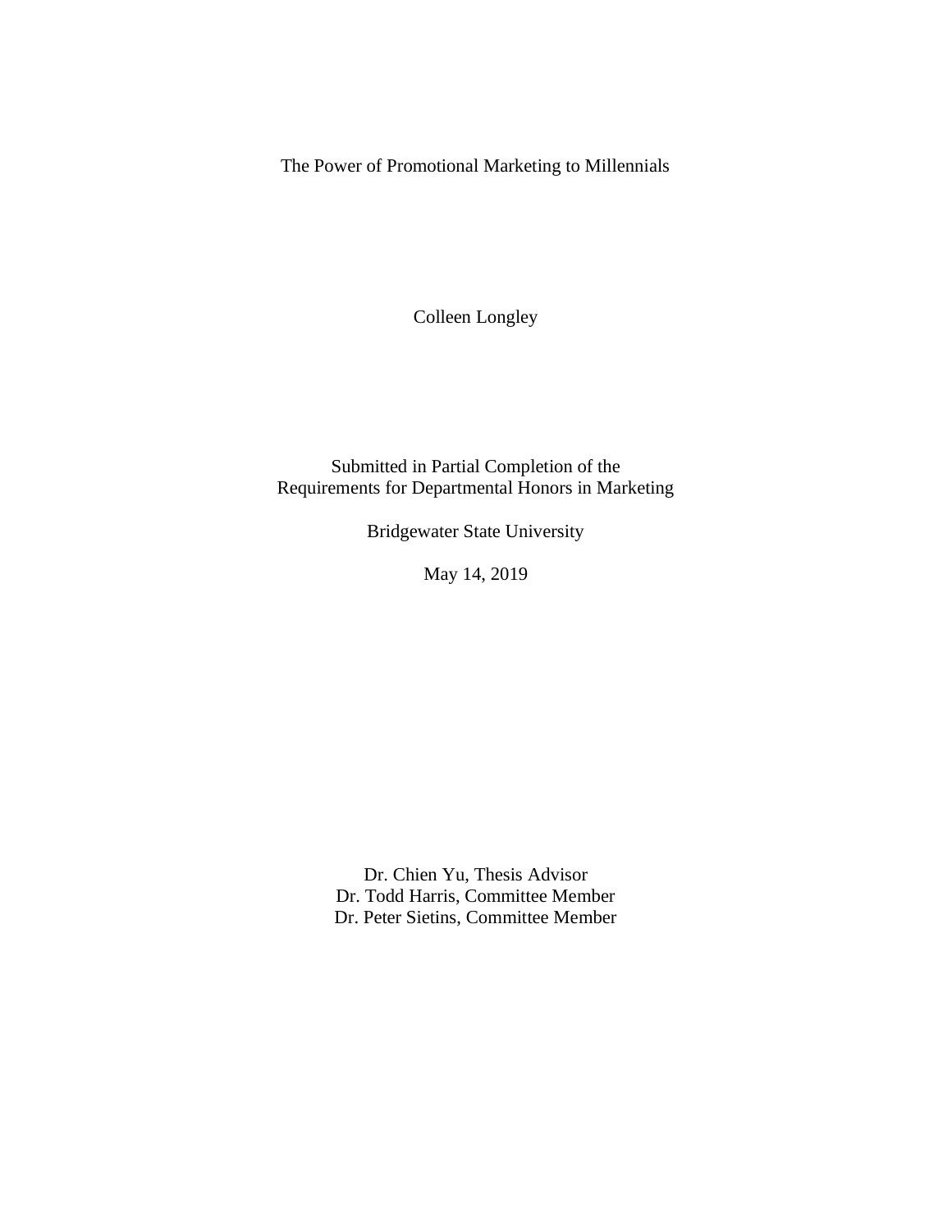# The Power of Promotional Marketing to Millennials

Colleen Longley

Submitted in Partial Completion of the
Requirements for Departmental Honors in Marketing

Bridgewater State University

May 14, 2019

Dr. Chien Yu, Thesis Advisor
Dr. Todd Harris, Committee Member
Dr. Peter Sietins, Committee Member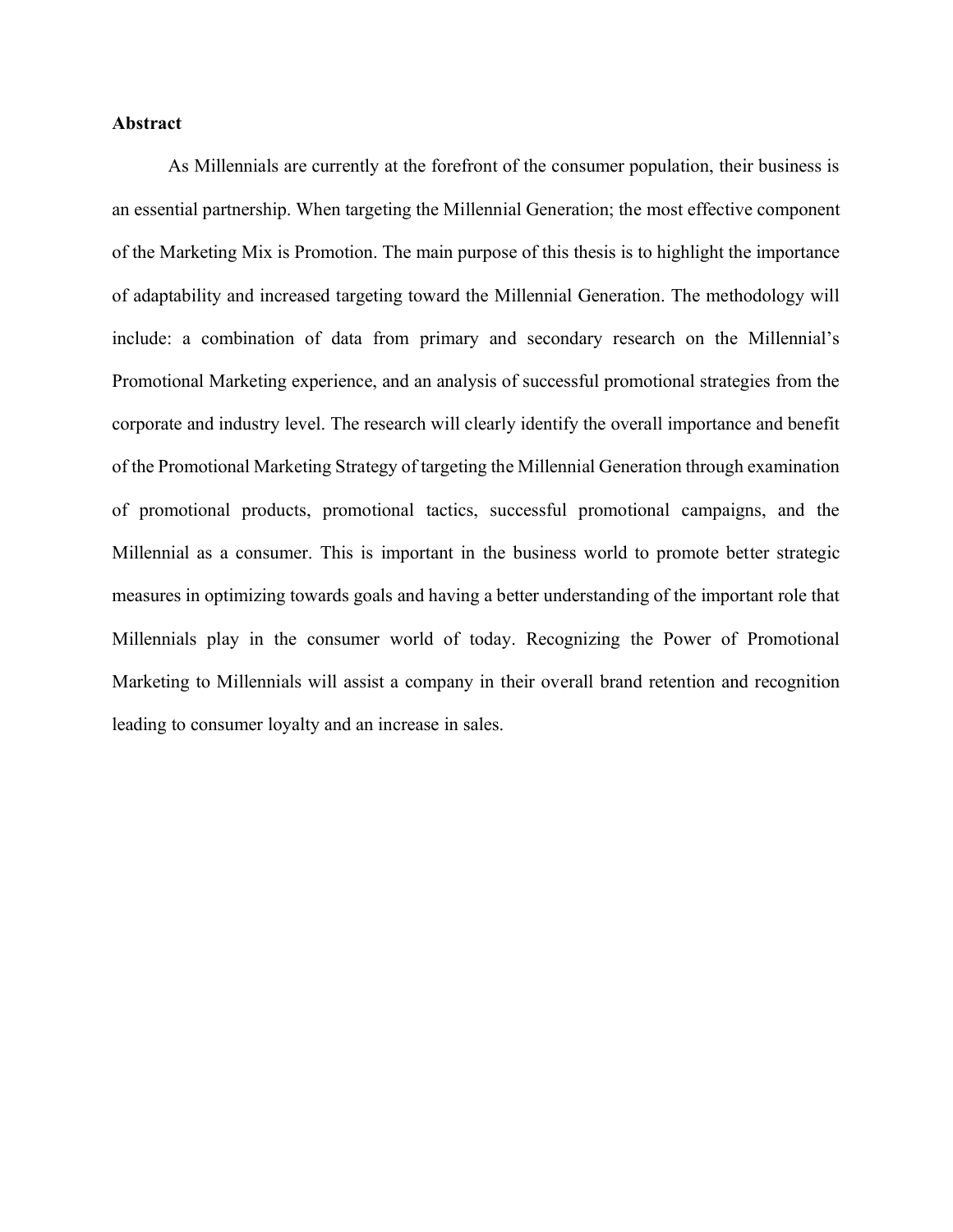## Abstract

As Millennials are currently at the forefront of the consumer population, their business is an essential partnership. When targeting the Millennial Generation; the most effective component of the Marketing Mix is Promotion. The main purpose of this thesis is to highlight the importance of adaptability and increased targeting toward the Millennial Generation. The methodology will include: a combination of data from primary and secondary research on the Millennial's Promotional Marketing experience, and an analysis of successful promotional strategies from the corporate and industry level. The research will clearly identify the overall importance and benefit of the Promotional Marketing Strategy of targeting the Millennial Generation through examination of promotional products, promotional tactics, successful promotional campaigns, and the Millennial as a consumer. This is important in the business world to promote better strategic measures in optimizing towards goals and having a better understanding of the important role that Millennials play in the consumer world of today. Recognizing the Power of Promotional Marketing to Millennials will assist a company in their overall brand retention and recognition leading to consumer loyalty and an increase in sales.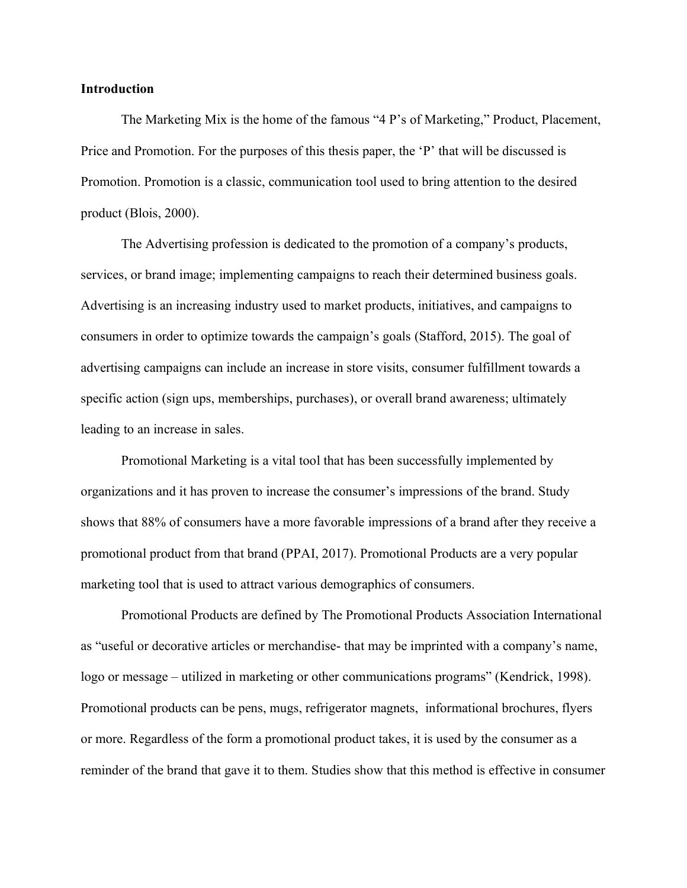**Introduction**

The Marketing Mix is the home of the famous "4 P's of Marketing," Product, Placement, Price and Promotion. For the purposes of this thesis paper, the 'P' that will be discussed is Promotion. Promotion is a classic, communication tool used to bring attention to the desired product (Blois, 2000).

The Advertising profession is dedicated to the promotion of a company's products, services, or brand image; implementing campaigns to reach their determined business goals. Advertising is an increasing industry used to market products, initiatives, and campaigns to consumers in order to optimize towards the campaign's goals (Stafford, 2015). The goal of advertising campaigns can include an increase in store visits, consumer fulfillment towards a specific action (sign ups, memberships, purchases), or overall brand awareness; ultimately leading to an increase in sales.

Promotional Marketing is a vital tool that has been successfully implemented by organizations and it has proven to increase the consumer's impressions of the brand. Study shows that 88% of consumers have a more favorable impressions of a brand after they receive a promotional product from that brand (PPAI, 2017). Promotional Products are a very popular marketing tool that is used to attract various demographics of consumers.

Promotional Products are defined by The Promotional Products Association International as "useful or decorative articles or merchandise- that may be imprinted with a company's name, logo or message – utilized in marketing or other communications programs" (Kendrick, 1998). Promotional products can be pens, mugs, refrigerator magnets, informational brochures, flyers or more. Regardless of the form a promotional product takes, it is used by the consumer as a reminder of the brand that gave it to them. Studies show that this method is effective in consumer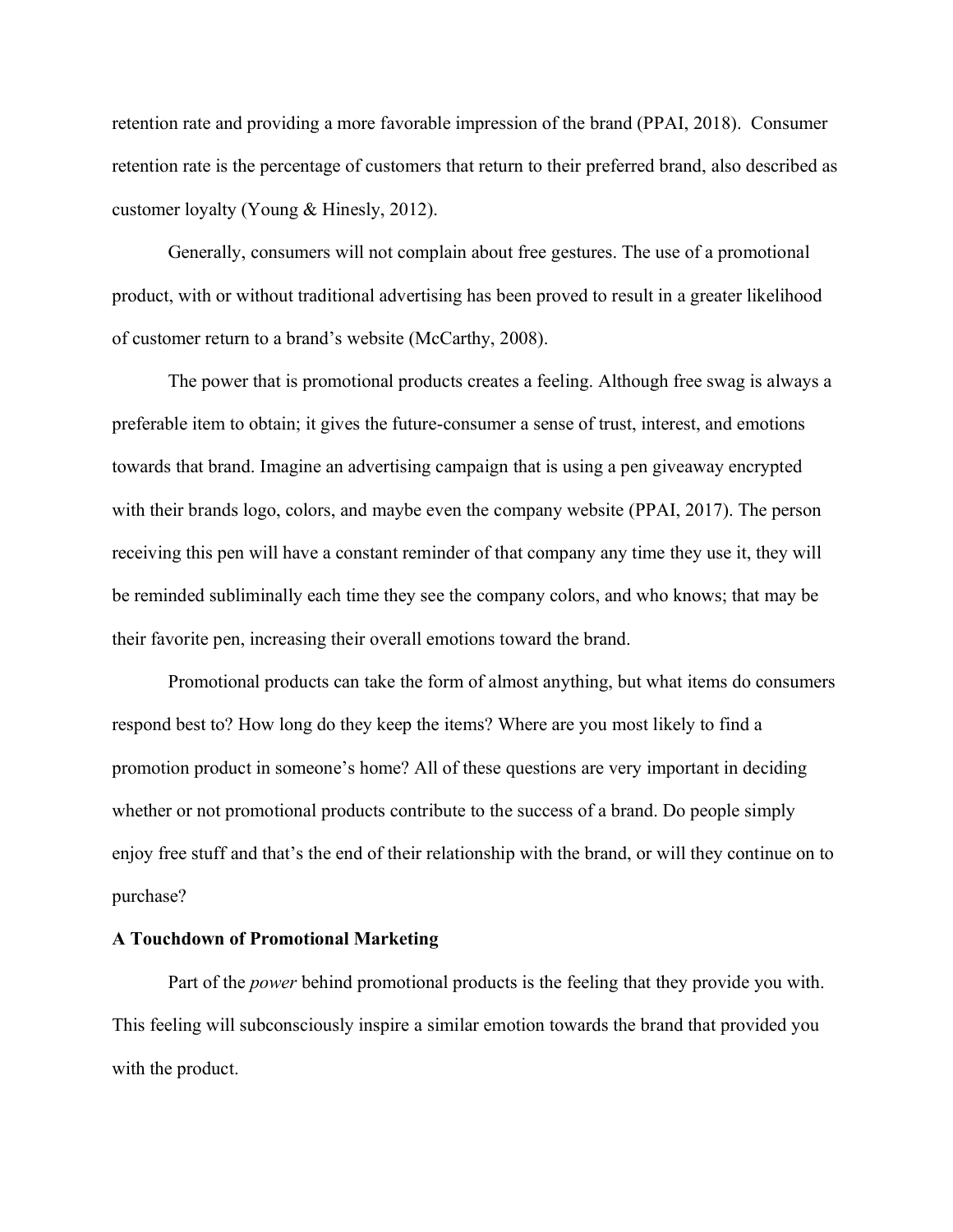retention rate and providing a more favorable impression of the brand (PPAI, 2018). Consumer retention rate is the percentage of customers that return to their preferred brand, also described as customer loyalty (Young & Hinesly, 2012).

Generally, consumers will not complain about free gestures. The use of a promotional product, with or without traditional advertising has been proved to result in a greater likelihood of customer return to a brand's website (McCarthy, 2008).

The power that is promotional products creates a feeling. Although free swag is always a preferable item to obtain; it gives the future-consumer a sense of trust, interest, and emotions towards that brand. Imagine an advertising campaign that is using a pen giveaway encrypted with their brands logo, colors, and maybe even the company website (PPAI, 2017). The person receiving this pen will have a constant reminder of that company any time they use it, they will be reminded subliminally each time they see the company colors, and who knows; that may be their favorite pen, increasing their overall emotions toward the brand.

Promotional products can take the form of almost anything, but what items do consumers respond best to? How long do they keep the items? Where are you most likely to find a promotion product in someone's home? All of these questions are very important in deciding whether or not promotional products contribute to the success of a brand. Do people simply enjoy free stuff and that's the end of their relationship with the brand, or will they continue on to purchase?

**A Touchdown of Promotional Marketing**

Part of the *power* behind promotional products is the feeling that they provide you with. This feeling will subconsciously inspire a similar emotion towards the brand that provided you with the product.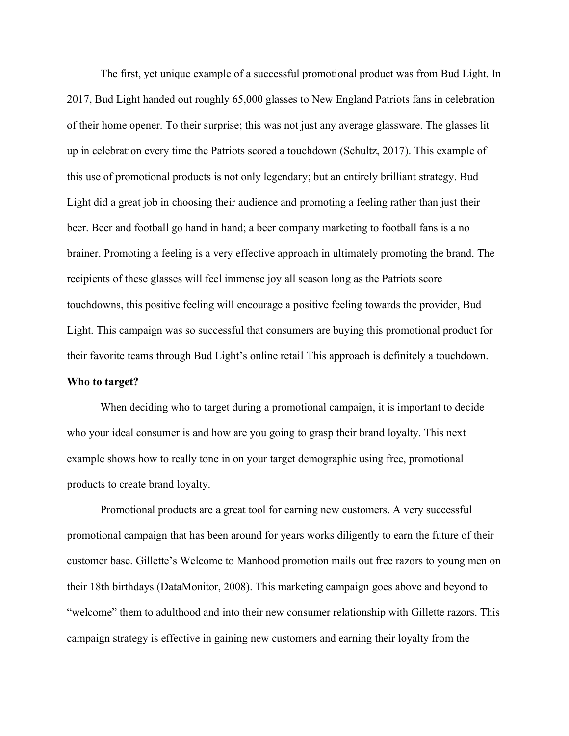The first, yet unique example of a successful promotional product was from Bud Light. In 2017, Bud Light handed out roughly 65,000 glasses to New England Patriots fans in celebration of their home opener. To their surprise; this was not just any average glassware. The glasses lit up in celebration every time the Patriots scored a touchdown (Schultz, 2017). This example of this use of promotional products is not only legendary; but an entirely brilliant strategy. Bud Light did a great job in choosing their audience and promoting a feeling rather than just their beer. Beer and football go hand in hand; a beer company marketing to football fans is a no brainer. Promoting a feeling is a very effective approach in ultimately promoting the brand. The recipients of these glasses will feel immense joy all season long as the Patriots score touchdowns, this positive feeling will encourage a positive feeling towards the provider, Bud Light. This campaign was so successful that consumers are buying this promotional product for their favorite teams through Bud Light's online retail This approach is definitely a touchdown.

**Who to target?**

When deciding who to target during a promotional campaign, it is important to decide who your ideal consumer is and how are you going to grasp their brand loyalty. This next example shows how to really tone in on your target demographic using free, promotional products to create brand loyalty.

Promotional products are a great tool for earning new customers. A very successful promotional campaign that has been around for years works diligently to earn the future of their customer base. Gillette's Welcome to Manhood promotion mails out free razors to young men on their 18th birthdays (DataMonitor, 2008). This marketing campaign goes above and beyond to "welcome" them to adulthood and into their new consumer relationship with Gillette razors. This campaign strategy is effective in gaining new customers and earning their loyalty from the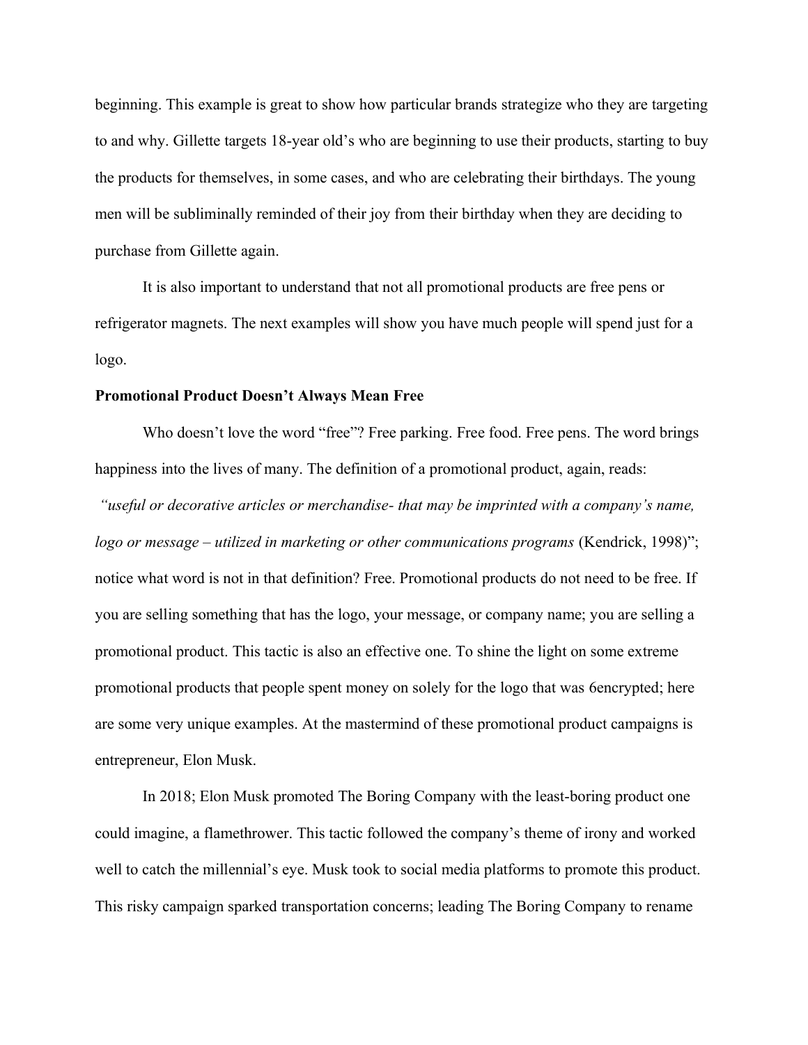beginning. This example is great to show how particular brands strategize who they are targeting to and why. Gillette targets 18-year old's who are beginning to use their products, starting to buy the products for themselves, in some cases, and who are celebrating their birthdays. The young men will be subliminally reminded of their joy from their birthday when they are deciding to purchase from Gillette again.

It is also important to understand that not all promotional products are free pens or refrigerator magnets. The next examples will show you have much people will spend just for a logo.

**Promotional Product Doesn't Always Mean Free**

Who doesn't love the word "free"? Free parking. Free food. Free pens. The word brings happiness into the lives of many. The definition of a promotional product, again, reads: *"useful or decorative articles or merchandise- that may be imprinted with a company's name, logo or message – utilized in marketing or other communications programs* (Kendrick, 1998)"; notice what word is not in that definition? Free. Promotional products do not need to be free. If you are selling something that has the logo, your message, or company name; you are selling a promotional product. This tactic is also an effective one. To shine the light on some extreme promotional products that people spent money on solely for the logo that was 6encrypted; here are some very unique examples. At the mastermind of these promotional product campaigns is entrepreneur, Elon Musk.

In 2018; Elon Musk promoted The Boring Company with the least-boring product one could imagine, a flamethrower. This tactic followed the company's theme of irony and worked well to catch the millennial's eye. Musk took to social media platforms to promote this product. This risky campaign sparked transportation concerns; leading The Boring Company to rename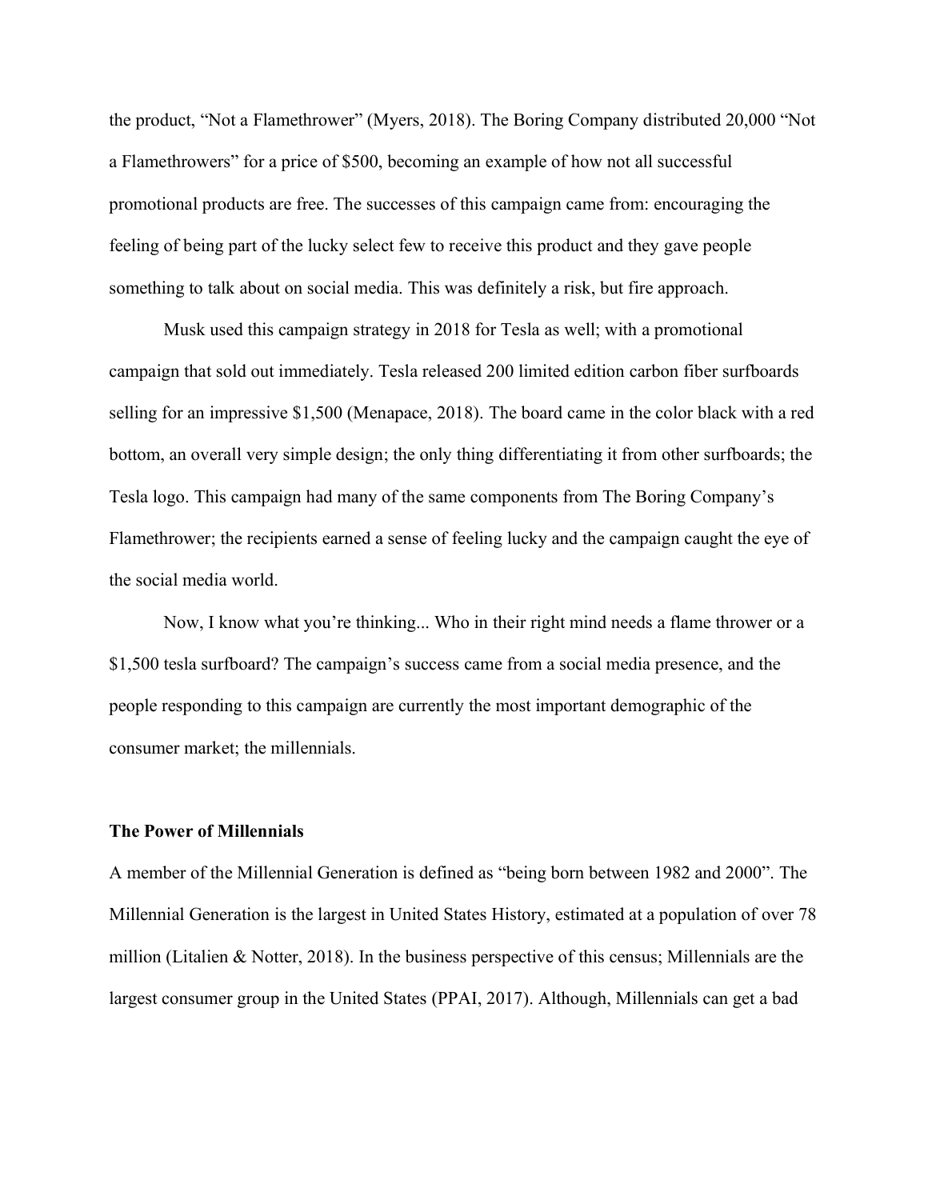the product, "Not a Flamethrower" (Myers, 2018). The Boring Company distributed 20,000 "Not a Flamethrowers" for a price of $500, becoming an example of how not all successful promotional products are free. The successes of this campaign came from: encouraging the feeling of being part of the lucky select few to receive this product and they gave people something to talk about on social media. This was definitely a risk, but fire approach.

Musk used this campaign strategy in 2018 for Tesla as well; with a promotional campaign that sold out immediately. Tesla released 200 limited edition carbon fiber surfboards selling for an impressive $1,500 (Menapace, 2018). The board came in the color black with a red bottom, an overall very simple design; the only thing differentiating it from other surfboards; the Tesla logo. This campaign had many of the same components from The Boring Company's Flamethrower; the recipients earned a sense of feeling lucky and the campaign caught the eye of the social media world.

Now, I know what you're thinking... Who in their right mind needs a flame thrower or a $1,500 tesla surfboard? The campaign's success came from a social media presence, and the people responding to this campaign are currently the most important demographic of the consumer market; the millennials.

**The Power of Millennials**

A member of the Millennial Generation is defined as "being born between 1982 and 2000". The Millennial Generation is the largest in United States History, estimated at a population of over 78 million (Litalien & Notter, 2018). In the business perspective of this census; Millennials are the largest consumer group in the United States (PPAI, 2017). Although, Millennials can get a bad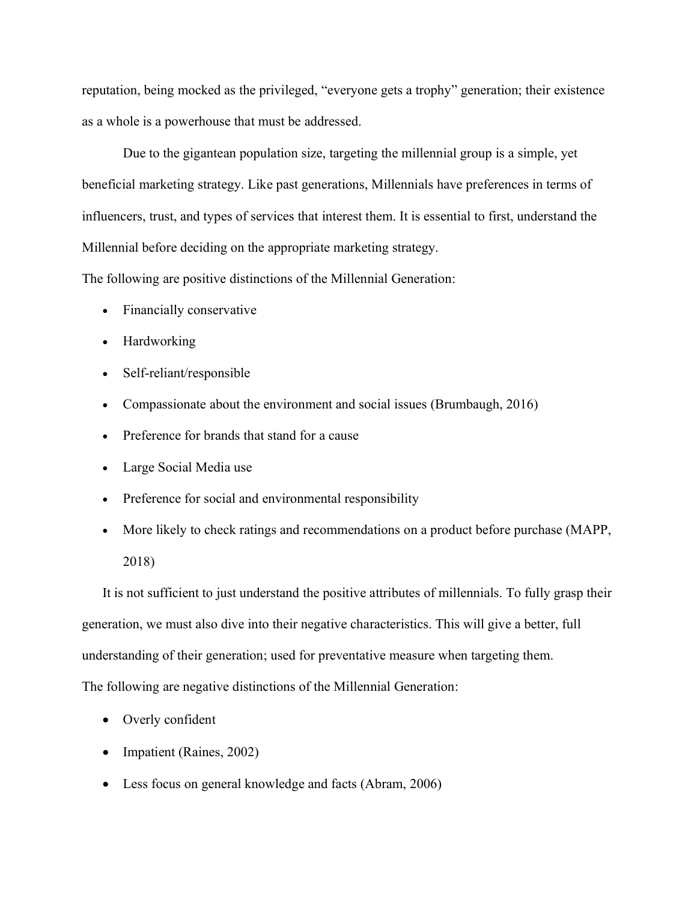reputation, being mocked as the privileged, “everyone gets a trophy” generation; their existence as a whole is a powerhouse that must be addressed.

Due to the gigantean population size, targeting the millennial group is a simple, yet beneficial marketing strategy. Like past generations, Millennials have preferences in terms of influencers, trust, and types of services that interest them. It is essential to first, understand the Millennial before deciding on the appropriate marketing strategy.

The following are positive distinctions of the Millennial Generation:

- Financially conservative
- Hardworking
- Self-reliant/responsible
- Compassionate about the environment and social issues (Brumbaugh, 2016)
- Preference for brands that stand for a cause
- Large Social Media use
- Preference for social and environmental responsibility
- More likely to check ratings and recommendations on a product before purchase (MAPP, 2018)

It is not sufficient to just understand the positive attributes of millennials. To fully grasp their generation, we must also dive into their negative characteristics. This will give a better, full understanding of their generation; used for preventative measure when targeting them.

The following are negative distinctions of the Millennial Generation:

- Overly confident
- Impatient (Raines, 2002)
- Less focus on general knowledge and facts (Abram, 2006)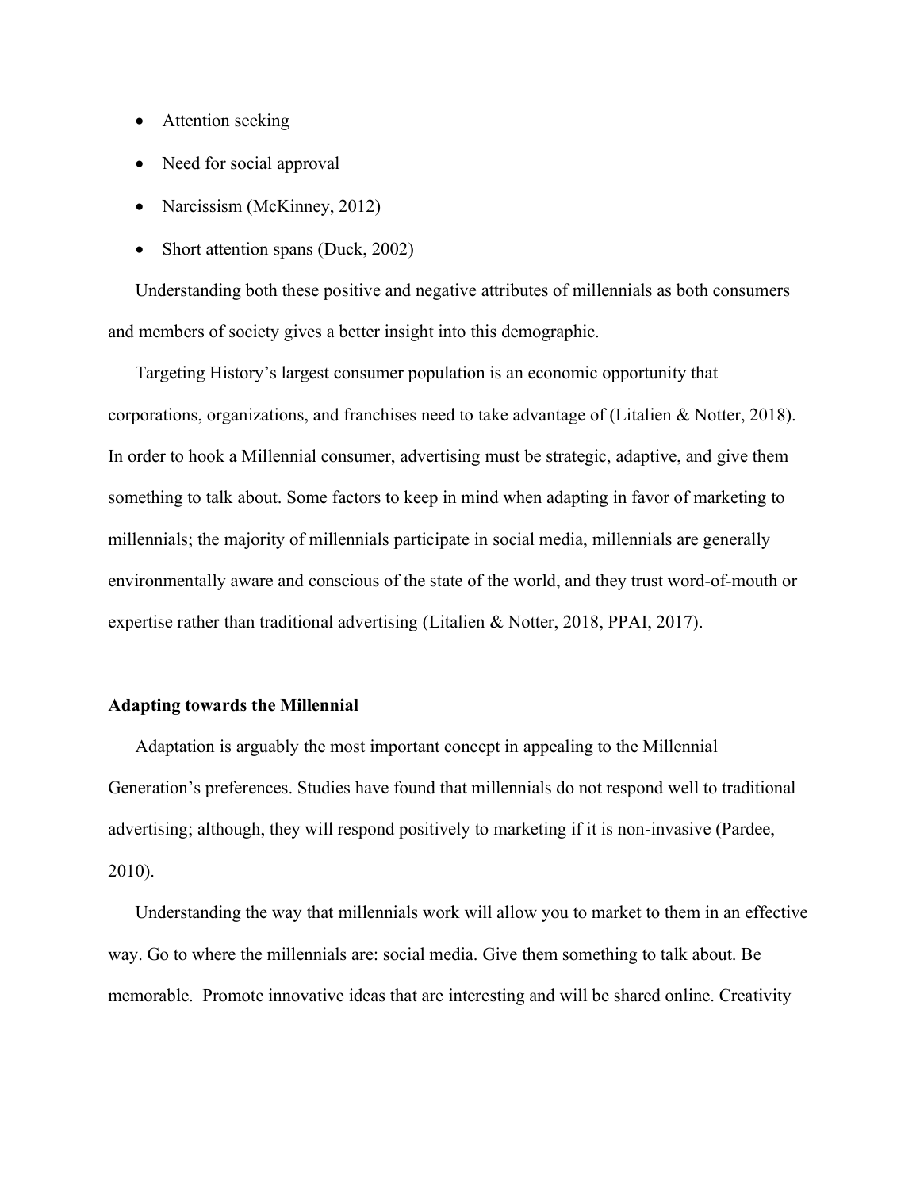- Attention seeking
- Need for social approval
- Narcissism (McKinney, 2012)
- Short attention spans (Duck, 2002)

Understanding both these positive and negative attributes of millennials as both consumers and members of society gives a better insight into this demographic.

Targeting History's largest consumer population is an economic opportunity that corporations, organizations, and franchises need to take advantage of (Litalien & Notter, 2018). In order to hook a Millennial consumer, advertising must be strategic, adaptive, and give them something to talk about. Some factors to keep in mind when adapting in favor of marketing to millennials; the majority of millennials participate in social media, millennials are generally environmentally aware and conscious of the state of the world, and they trust word-of-mouth or expertise rather than traditional advertising (Litalien & Notter, 2018, PPAI, 2017).

**Adapting towards the Millennial**

Adaptation is arguably the most important concept in appealing to the Millennial Generation's preferences. Studies have found that millennials do not respond well to traditional advertising; although, they will respond positively to marketing if it is non-invasive (Pardee, 2010).

Understanding the way that millennials work will allow you to market to them in an effective way. Go to where the millennials are: social media. Give them something to talk about. Be memorable. Promote innovative ideas that are interesting and will be shared online. Creativity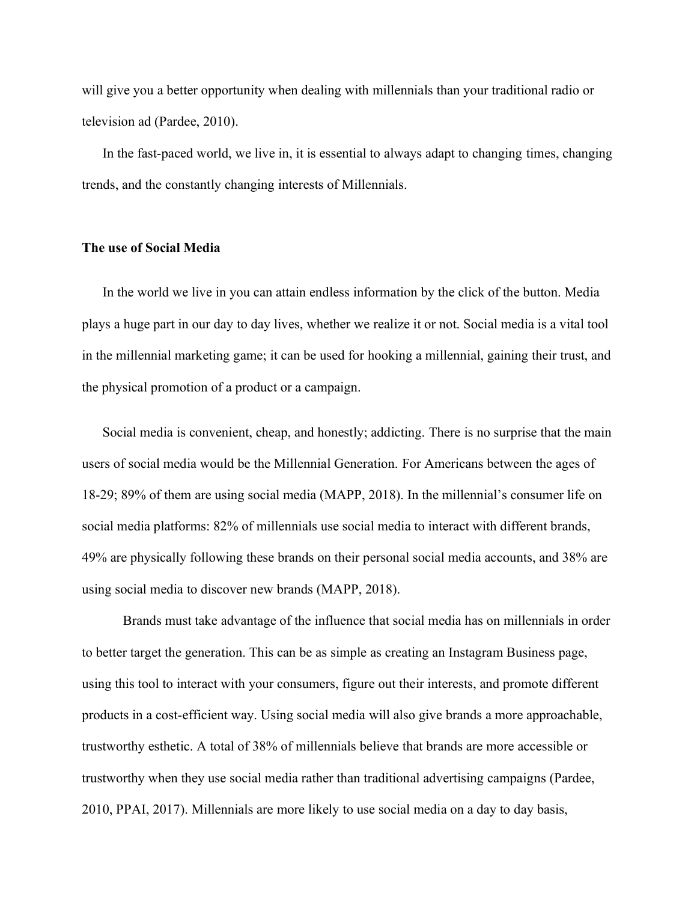will give you a better opportunity when dealing with millennials than your traditional radio or television ad (Pardee, 2010).

In the fast-paced world, we live in, it is essential to always adapt to changing times, changing trends, and the constantly changing interests of Millennials.

**The use of Social Media**

In the world we live in you can attain endless information by the click of the button. Media plays a huge part in our day to day lives, whether we realize it or not. Social media is a vital tool in the millennial marketing game; it can be used for hooking a millennial, gaining their trust, and the physical promotion of a product or a campaign.

Social media is convenient, cheap, and honestly; addicting. There is no surprise that the main users of social media would be the Millennial Generation. For Americans between the ages of 18-29; 89% of them are using social media (MAPP, 2018). In the millennial's consumer life on social media platforms: 82% of millennials use social media to interact with different brands, 49% are physically following these brands on their personal social media accounts, and 38% are using social media to discover new brands (MAPP, 2018).

Brands must take advantage of the influence that social media has on millennials in order to better target the generation. This can be as simple as creating an Instagram Business page, using this tool to interact with your consumers, figure out their interests, and promote different products in a cost-efficient way. Using social media will also give brands a more approachable, trustworthy esthetic. A total of 38% of millennials believe that brands are more accessible or trustworthy when they use social media rather than traditional advertising campaigns (Pardee, 2010, PPAI, 2017). Millennials are more likely to use social media on a day to day basis,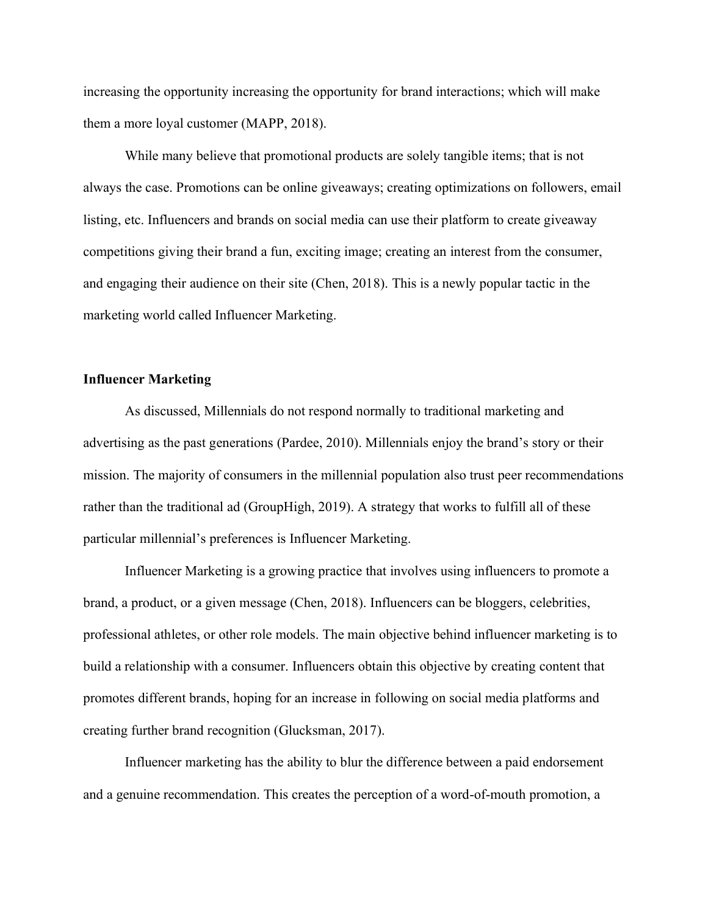increasing the opportunity increasing the opportunity for brand interactions; which will make them a more loyal customer (MAPP, 2018).

While many believe that promotional products are solely tangible items; that is not always the case. Promotions can be online giveaways; creating optimizations on followers, email listing, etc. Influencers and brands on social media can use their platform to create giveaway competitions giving their brand a fun, exciting image; creating an interest from the consumer, and engaging their audience on their site (Chen, 2018). This is a newly popular tactic in the marketing world called Influencer Marketing.

**Influencer Marketing**

As discussed, Millennials do not respond normally to traditional marketing and advertising as the past generations (Pardee, 2010). Millennials enjoy the brand's story or their mission. The majority of consumers in the millennial population also trust peer recommendations rather than the traditional ad (GroupHigh, 2019). A strategy that works to fulfill all of these particular millennial's preferences is Influencer Marketing.

Influencer Marketing is a growing practice that involves using influencers to promote a brand, a product, or a given message (Chen, 2018). Influencers can be bloggers, celebrities, professional athletes, or other role models. The main objective behind influencer marketing is to build a relationship with a consumer. Influencers obtain this objective by creating content that promotes different brands, hoping for an increase in following on social media platforms and creating further brand recognition (Glucksman, 2017).

Influencer marketing has the ability to blur the difference between a paid endorsement and a genuine recommendation. This creates the perception of a word-of-mouth promotion, a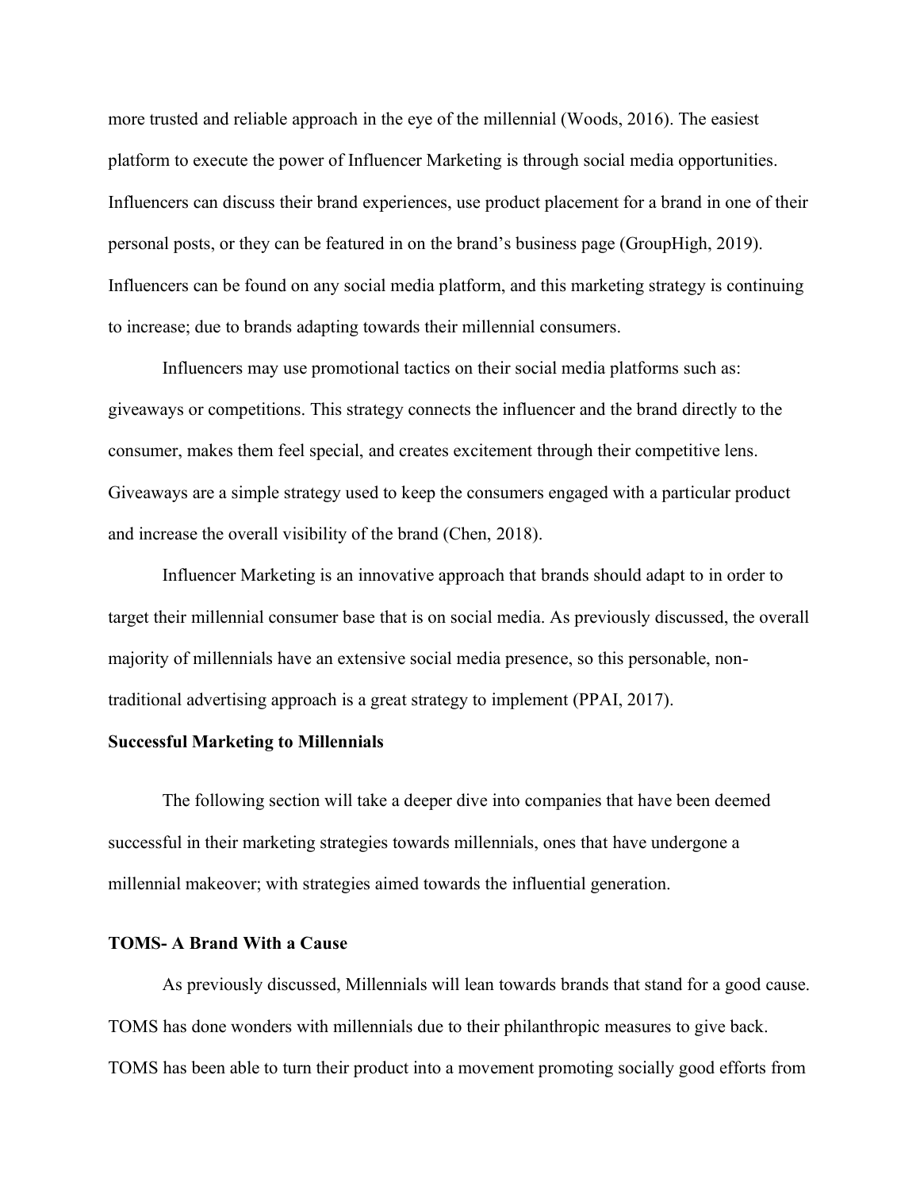more trusted and reliable approach in the eye of the millennial (Woods, 2016). The easiest platform to execute the power of Influencer Marketing is through social media opportunities. Influencers can discuss their brand experiences, use product placement for a brand in one of their personal posts, or they can be featured in on the brand's business page (GroupHigh, 2019). Influencers can be found on any social media platform, and this marketing strategy is continuing to increase; due to brands adapting towards their millennial consumers.

Influencers may use promotional tactics on their social media platforms such as: giveaways or competitions. This strategy connects the influencer and the brand directly to the consumer, makes them feel special, and creates excitement through their competitive lens. Giveaways are a simple strategy used to keep the consumers engaged with a particular product and increase the overall visibility of the brand (Chen, 2018).

Influencer Marketing is an innovative approach that brands should adapt to in order to target their millennial consumer base that is on social media. As previously discussed, the overall majority of millennials have an extensive social media presence, so this personable, non-traditional advertising approach is a great strategy to implement (PPAI, 2017).

**Successful Marketing to Millennials**

The following section will take a deeper dive into companies that have been deemed successful in their marketing strategies towards millennials, ones that have undergone a millennial makeover; with strategies aimed towards the influential generation.

**TOMS- A Brand With a Cause**

As previously discussed, Millennials will lean towards brands that stand for a good cause. TOMS has done wonders with millennials due to their philanthropic measures to give back. TOMS has been able to turn their product into a movement promoting socially good efforts from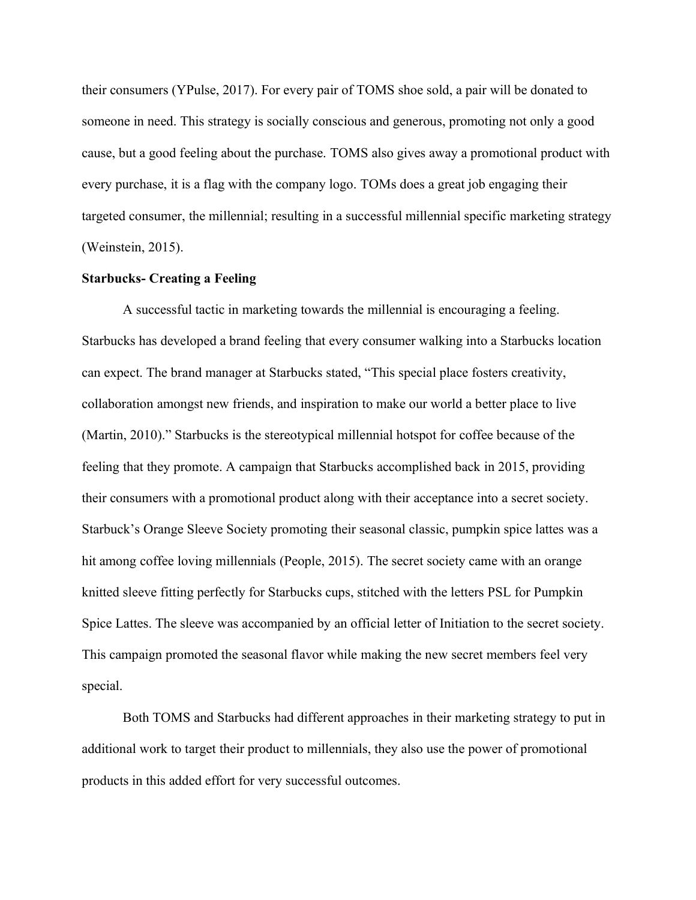their consumers (YPulse, 2017). For every pair of TOMS shoe sold, a pair will be donated to someone in need. This strategy is socially conscious and generous, promoting not only a good cause, but a good feeling about the purchase. TOMS also gives away a promotional product with every purchase, it is a flag with the company logo. TOMs does a great job engaging their targeted consumer, the millennial; resulting in a successful millennial specific marketing strategy (Weinstein, 2015).

**Starbucks- Creating a Feeling**

A successful tactic in marketing towards the millennial is encouraging a feeling. Starbucks has developed a brand feeling that every consumer walking into a Starbucks location can expect. The brand manager at Starbucks stated, "This special place fosters creativity, collaboration amongst new friends, and inspiration to make our world a better place to live (Martin, 2010)." Starbucks is the stereotypical millennial hotspot for coffee because of the feeling that they promote. A campaign that Starbucks accomplished back in 2015, providing their consumers with a promotional product along with their acceptance into a secret society. Starbuck's Orange Sleeve Society promoting their seasonal classic, pumpkin spice lattes was a hit among coffee loving millennials (People, 2015). The secret society came with an orange knitted sleeve fitting perfectly for Starbucks cups, stitched with the letters PSL for Pumpkin Spice Lattes. The sleeve was accompanied by an official letter of Initiation to the secret society. This campaign promoted the seasonal flavor while making the new secret members feel very special.

Both TOMS and Starbucks had different approaches in their marketing strategy to put in additional work to target their product to millennials, they also use the power of promotional products in this added effort for very successful outcomes.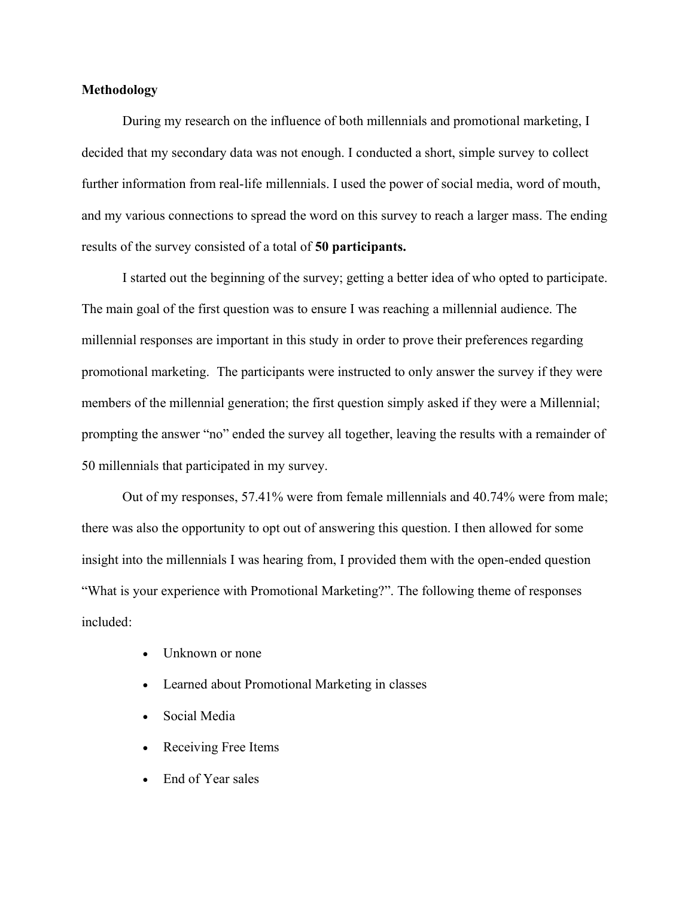**Methodology**

During my research on the influence of both millennials and promotional marketing, I decided that my secondary data was not enough. I conducted a short, simple survey to collect further information from real-life millennials. I used the power of social media, word of mouth, and my various connections to spread the word on this survey to reach a larger mass. The ending results of the survey consisted of a total of **50 participants.**

I started out the beginning of the survey; getting a better idea of who opted to participate. The main goal of the first question was to ensure I was reaching a millennial audience. The millennial responses are important in this study in order to prove their preferences regarding promotional marketing. The participants were instructed to only answer the survey if they were members of the millennial generation; the first question simply asked if they were a Millennial; prompting the answer "no" ended the survey all together, leaving the results with a remainder of 50 millennials that participated in my survey.

Out of my responses, 57.41% were from female millennials and 40.74% were from male; there was also the opportunity to opt out of answering this question. I then allowed for some insight into the millennials I was hearing from, I provided them with the open-ended question "What is your experience with Promotional Marketing?". The following theme of responses included:

- Unknown or none
- Learned about Promotional Marketing in classes
- Social Media
- Receiving Free Items
- End of Year sales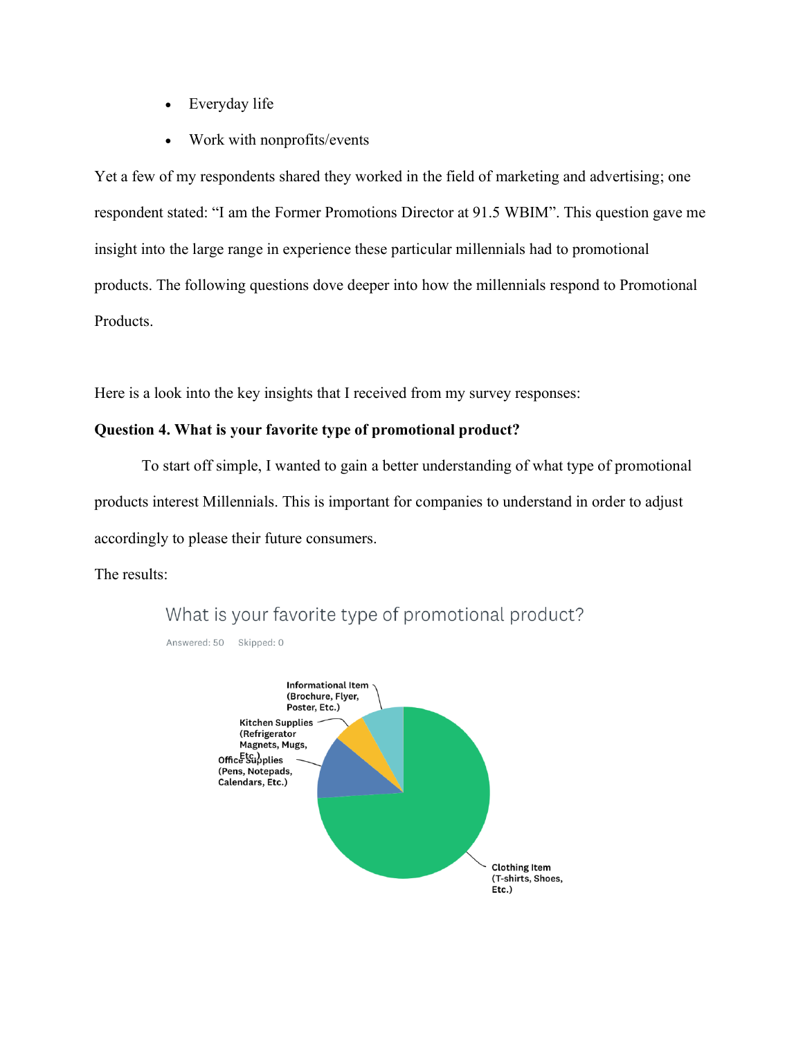- Everyday life
- Work with nonprofits/events

Yet a few of my respondents shared they worked in the field of marketing and advertising; one respondent stated: “I am the Former Promotions Director at 91.5 WBIM”. This question gave me insight into the large range in experience these particular millennials had to promotional products. The following questions dove deeper into how the millennials respond to Promotional Products.

Here is a look into the key insights that I received from my survey responses:

**Question 4. What is your favorite type of promotional product?**

To start off simple, I wanted to gain a better understanding of what type of promotional products interest Millennials. This is important for companies to understand in order to adjust accordingly to please their future consumers.

The results:

What is your favorite type of promotional product?

Answered: 50 Skipped: 0

Informational Item (Brochure, Flyer, Poster, Etc.)

Kitchen Supplies (Refrigerator Magnets, Mugs, Etc.)

Office Supplies (Pens, Notepads, Calendars, Etc.)

Clothing Item (T-shirts, Shoes, Etc.)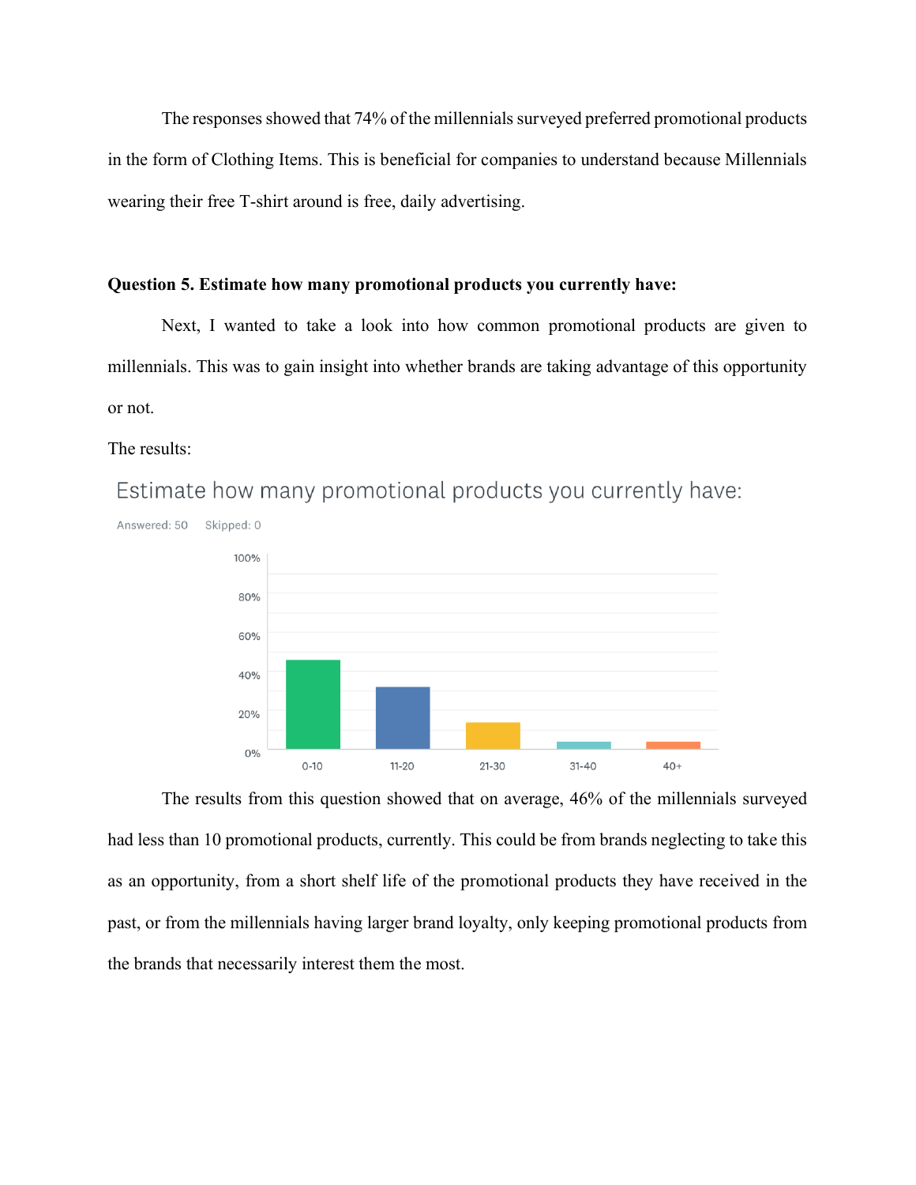The responses showed that 74% of the millennials surveyed preferred promotional products in the form of Clothing Items. This is beneficial for companies to understand because Millennials wearing their free T-shirt around is free, daily advertising.

**Question 5. Estimate how many promotional products you currently have:**

Next, I wanted to take a look into how common promotional products are given to millennials. This was to gain insight into whether brands are taking advantage of this opportunity or not.

The results:

Estimate how many promotional products you currently have:

Answered: 50 Skipped: 0

The results from this question showed that on average, 46% of the millennials surveyed had less than 10 promotional products, currently. This could be from brands neglecting to take this as an opportunity, from a short shelf life of the promotional products they have received in the past, or from the millennials having larger brand loyalty, only keeping promotional products from the brands that necessarily interest them the most.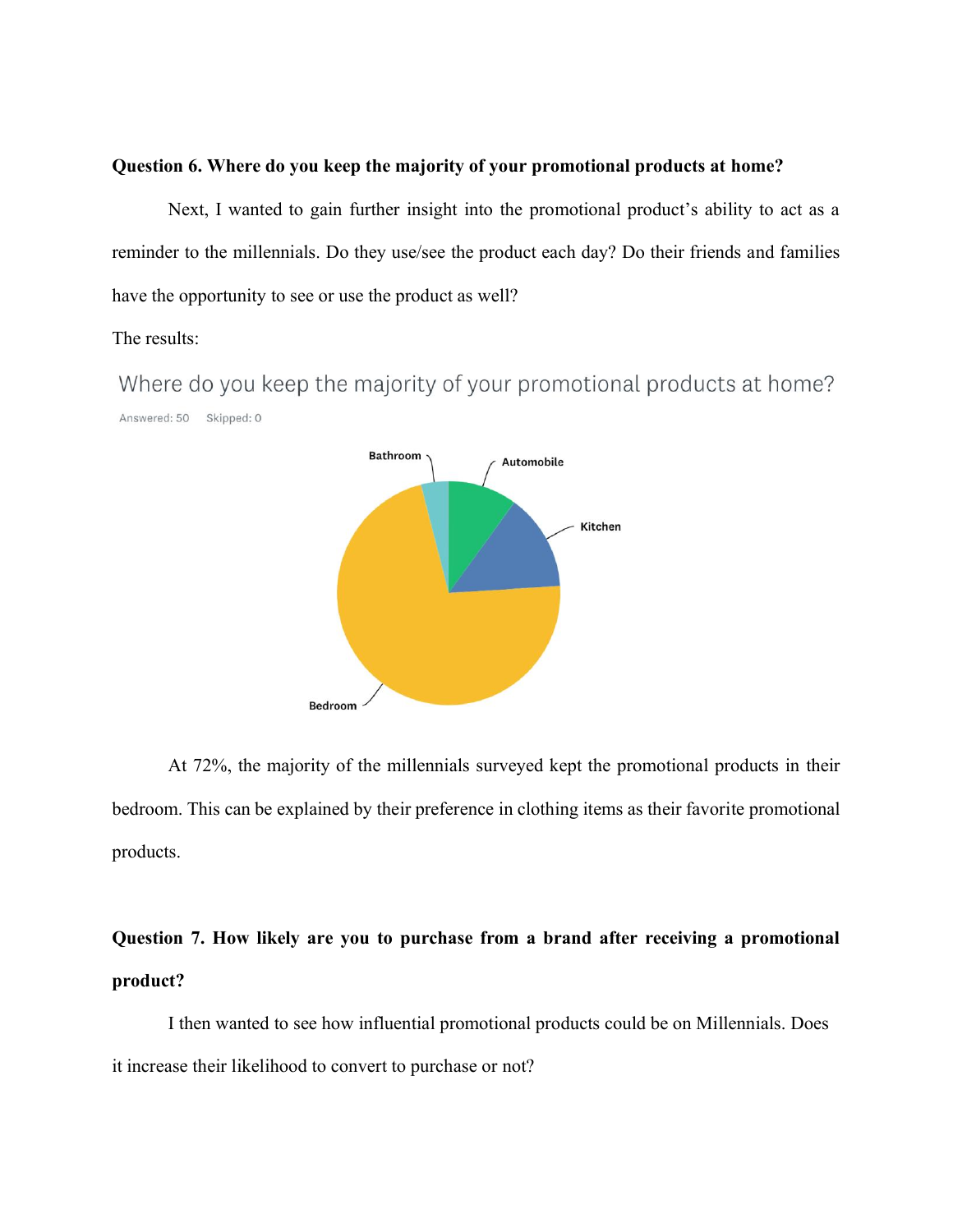**Question 6. Where do you keep the majority of your promotional products at home?**

Next, I wanted to gain further insight into the promotional product's ability to act as a reminder to the millennials. Do they use/see the product each day? Do their friends and families have the opportunity to see or use the product as well?

The results:

Where do you keep the majority of your promotional products at home?

Answered: 50 Skipped: 0

Bathroom
Automobile
Kitchen
Bedroom

At 72%, the majority of the millennials surveyed kept the promotional products in their bedroom. This can be explained by their preference in clothing items as their favorite promotional products.

**Question 7. How likely are you to purchase from a brand after receiving a promotional product?**

I then wanted to see how influential promotional products could be on Millennials. Does it increase their likelihood to convert to purchase or not?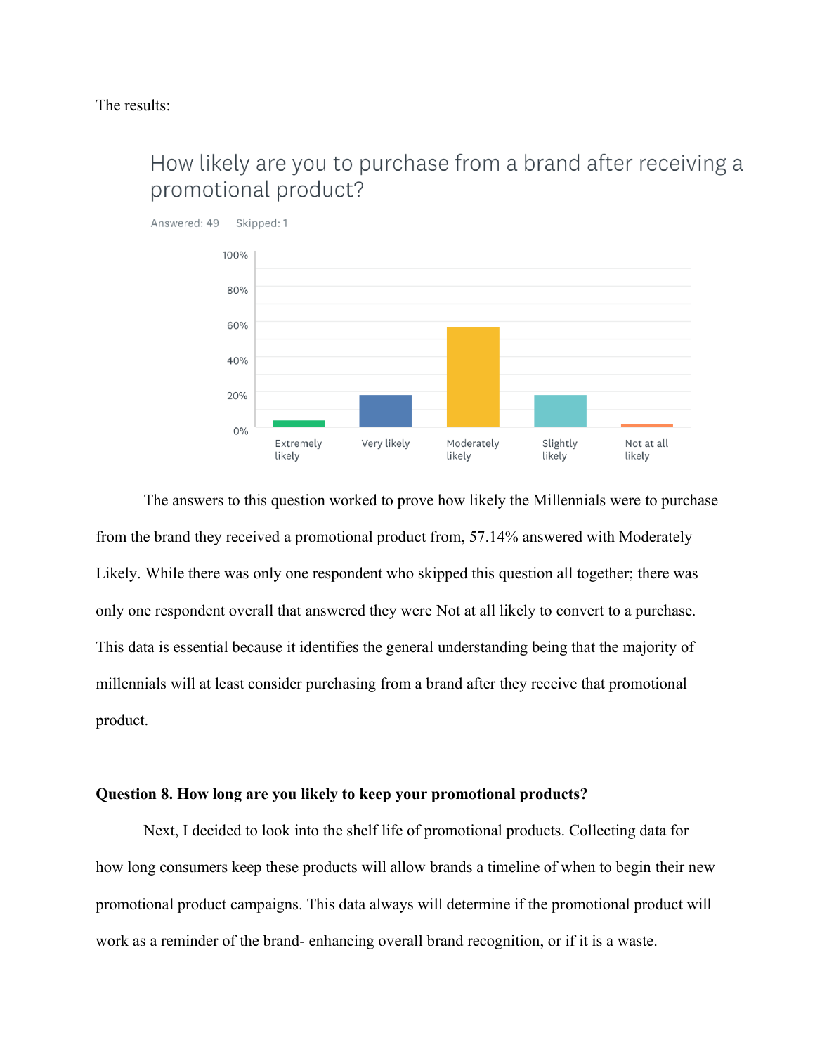The results:

How likely are you to purchase from a brand after receiving a promotional product?

Answered: 49 Skipped: 1

| Answer | Approx. % |
| --- | --- |
| Extremely likely | ~4% |
| Very likely | ~18% |
| Moderately likely | 57.14% |
| Slightly likely | ~18% |
| Not at all likely | ~2% |

The answers to this question worked to prove how likely the Millennials were to purchase from the brand they received a promotional product from, 57.14% answered with Moderately Likely. While there was only one respondent who skipped this question all together; there was only one respondent overall that answered they were Not at all likely to convert to a purchase. This data is essential because it identifies the general understanding being that the majority of millennials will at least consider purchasing from a brand after they receive that promotional product.

**Question 8. How long are you likely to keep your promotional products?**

Next, I decided to look into the shelf life of promotional products. Collecting data for how long consumers keep these products will allow brands a timeline of when to begin their new promotional product campaigns. This data always will determine if the promotional product will work as a reminder of the brand- enhancing overall brand recognition, or if it is a waste.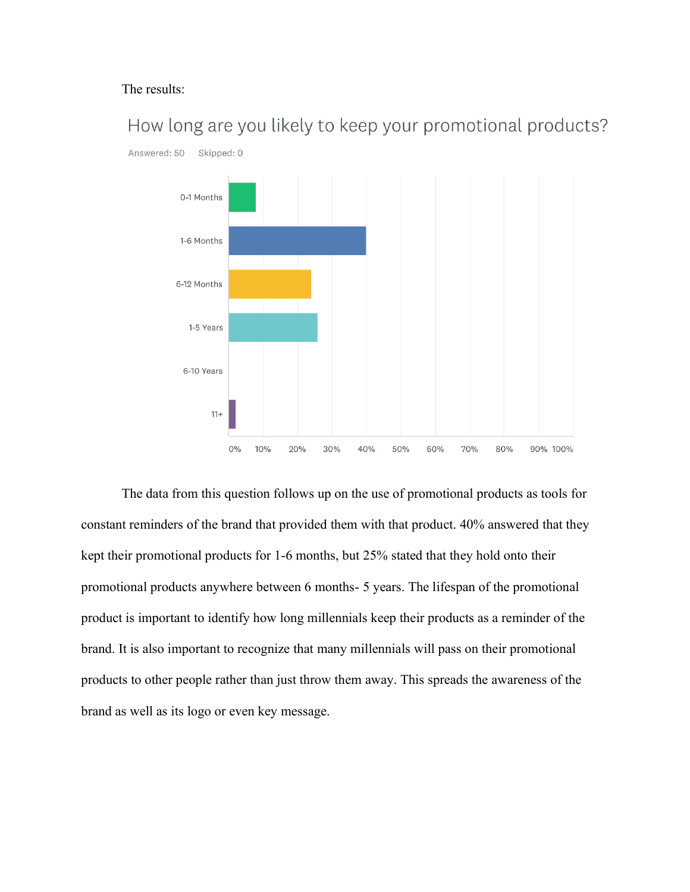The results:

How long are you likely to keep your promotional products?

Answered: 50 Skipped: 0

| Response | Percentage |
| --- | --- |
| 0-1 Months | |
| 1-6 Months | |
| 6-12 Months | |
| 1-5 Years | |
| 6-10 Years | |
| 11+ | |

The data from this question follows up on the use of promotional products as tools for constant reminders of the brand that provided them with that product. 40% answered that they kept their promotional products for 1-6 months, but 25% stated that they hold onto their promotional products anywhere between 6 months- 5 years. The lifespan of the promotional product is important to identify how long millennials keep their products as a reminder of the brand. It is also important to recognize that many millennials will pass on their promotional products to other people rather than just throw them away. This spreads the awareness of the brand as well as its logo or even key message.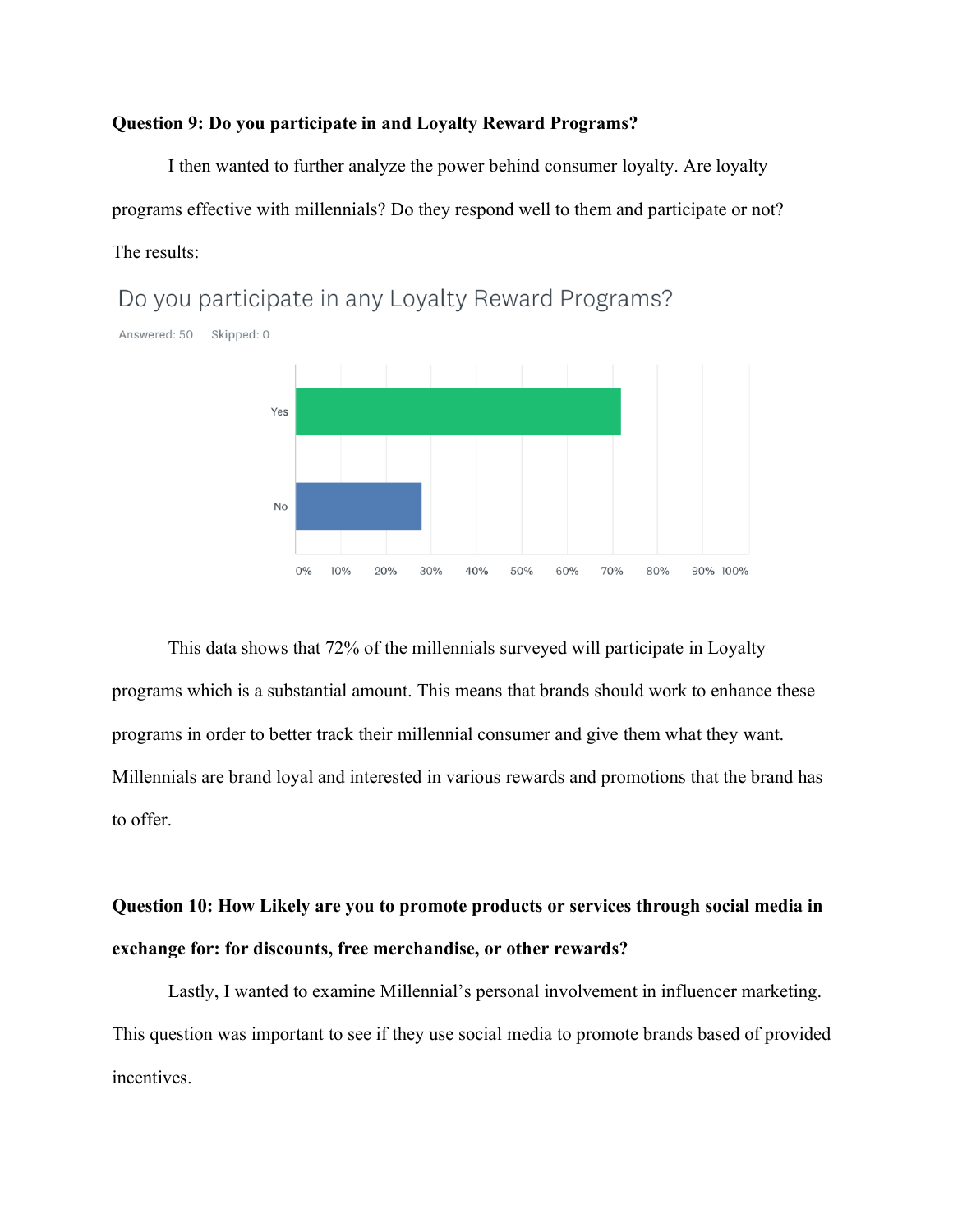**Question 9: Do you participate in and Loyalty Reward Programs?**

I then wanted to further analyze the power behind consumer loyalty. Are loyalty programs effective with millennials? Do they respond well to them and participate or not? The results:

Do you participate in any Loyalty Reward Programs?

Answered: 50 Skipped: 0

Yes

No

0% 10% 20% 30% 40% 50% 60% 70% 80% 90% 100%

This data shows that 72% of the millennials surveyed will participate in Loyalty programs which is a substantial amount. This means that brands should work to enhance these programs in order to better track their millennial consumer and give them what they want. Millennials are brand loyal and interested in various rewards and promotions that the brand has to offer.

**Question 10: How Likely are you to promote products or services through social media in exchange for: for discounts, free merchandise, or other rewards?**

Lastly, I wanted to examine Millennial's personal involvement in influencer marketing. This question was important to see if they use social media to promote brands based of provided incentives.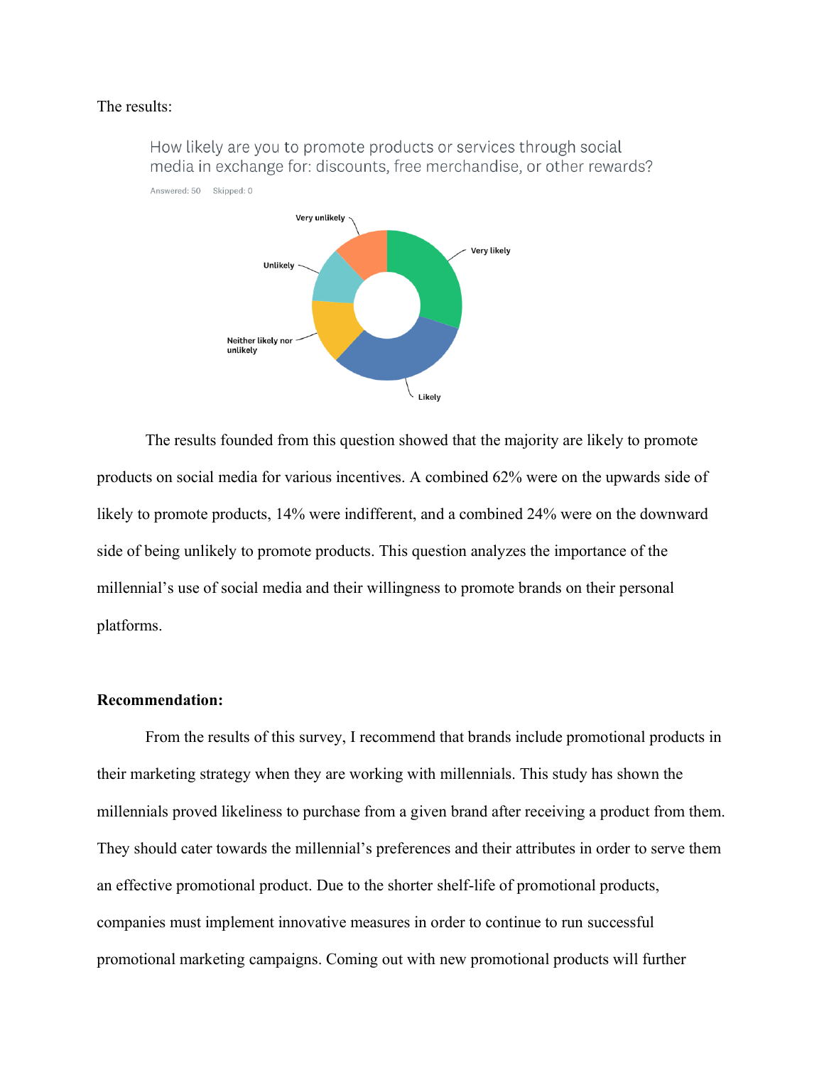The results:

How likely are you to promote products or services through social media in exchange for: discounts, free merchandise, or other rewards?

Answered: 50 Skipped: 0

Very unlikely

Very likely

Unlikely

Neither likely nor unlikely

Likely

The results founded from this question showed that the majority are likely to promote products on social media for various incentives. A combined 62% were on the upwards side of likely to promote products, 14% were indifferent, and a combined 24% were on the downward side of being unlikely to promote products. This question analyzes the importance of the millennial's use of social media and their willingness to promote brands on their personal platforms.

**Recommendation:**

From the results of this survey, I recommend that brands include promotional products in their marketing strategy when they are working with millennials. This study has shown the millennials proved likeliness to purchase from a given brand after receiving a product from them. They should cater towards the millennial's preferences and their attributes in order to serve them an effective promotional product. Due to the shorter shelf-life of promotional products, companies must implement innovative measures in order to continue to run successful promotional marketing campaigns. Coming out with new promotional products will further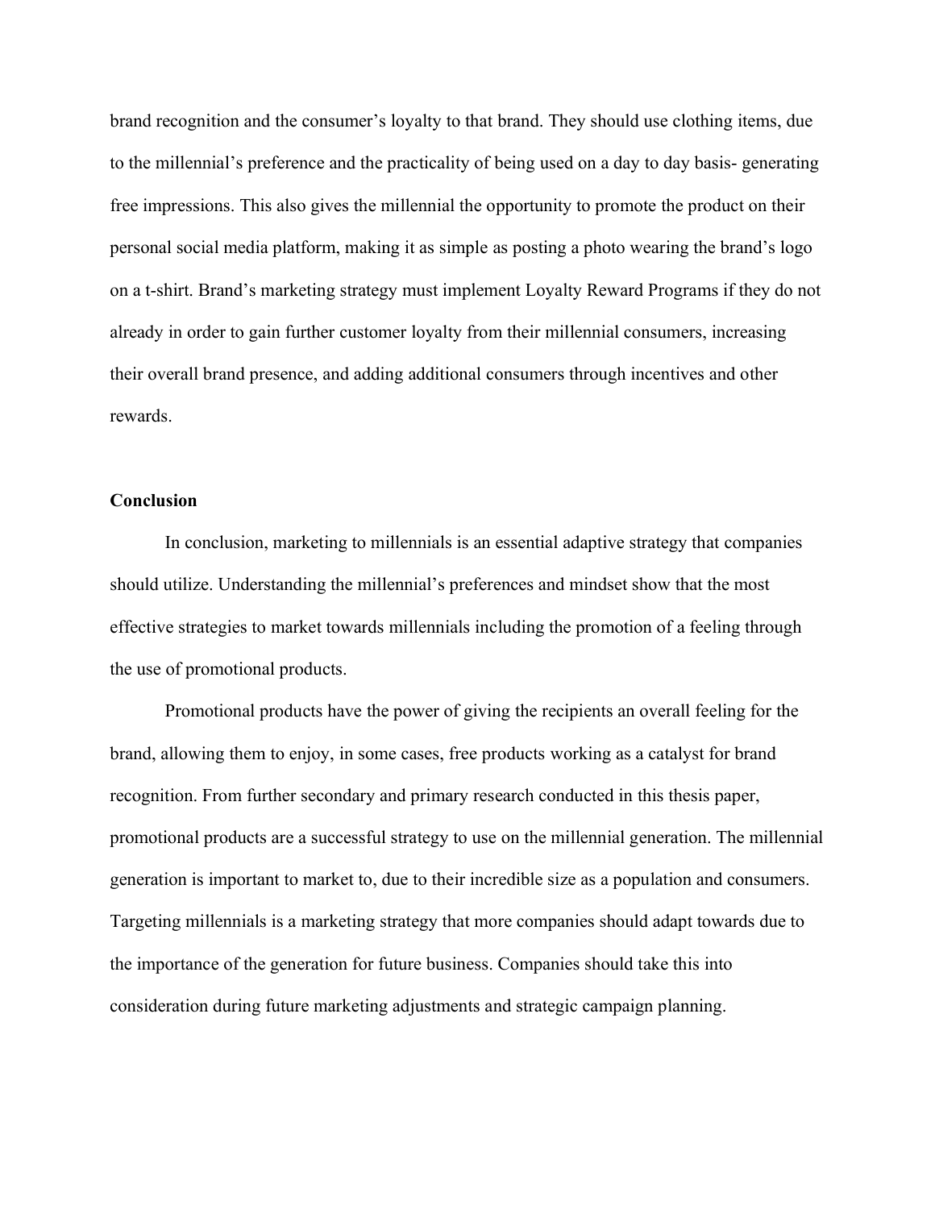brand recognition and the consumer's loyalty to that brand. They should use clothing items, due to the millennial's preference and the practicality of being used on a day to day basis- generating free impressions. This also gives the millennial the opportunity to promote the product on their personal social media platform, making it as simple as posting a photo wearing the brand's logo on a t-shirt. Brand's marketing strategy must implement Loyalty Reward Programs if they do not already in order to gain further customer loyalty from their millennial consumers, increasing their overall brand presence, and adding additional consumers through incentives and other rewards.

**Conclusion**

In conclusion, marketing to millennials is an essential adaptive strategy that companies should utilize. Understanding the millennial's preferences and mindset show that the most effective strategies to market towards millennials including the promotion of a feeling through the use of promotional products.

Promotional products have the power of giving the recipients an overall feeling for the brand, allowing them to enjoy, in some cases, free products working as a catalyst for brand recognition. From further secondary and primary research conducted in this thesis paper, promotional products are a successful strategy to use on the millennial generation. The millennial generation is important to market to, due to their incredible size as a population and consumers. Targeting millennials is a marketing strategy that more companies should adapt towards due to the importance of the generation for future business. Companies should take this into consideration during future marketing adjustments and strategic campaign planning.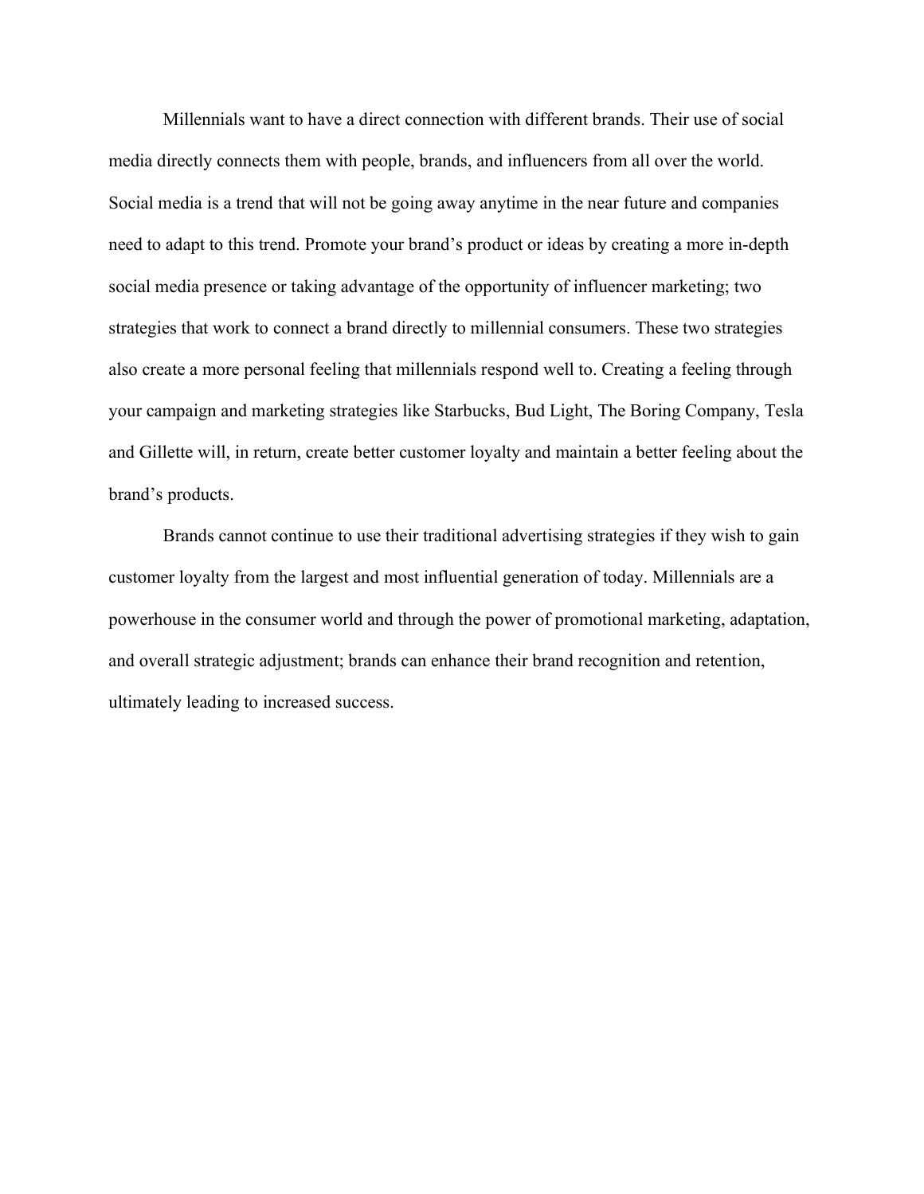Millennials want to have a direct connection with different brands. Their use of social media directly connects them with people, brands, and influencers from all over the world. Social media is a trend that will not be going away anytime in the near future and companies need to adapt to this trend. Promote your brand's product or ideas by creating a more in-depth social media presence or taking advantage of the opportunity of influencer marketing; two strategies that work to connect a brand directly to millennial consumers. These two strategies also create a more personal feeling that millennials respond well to. Creating a feeling through your campaign and marketing strategies like Starbucks, Bud Light, The Boring Company, Tesla and Gillette will, in return, create better customer loyalty and maintain a better feeling about the brand's products.

Brands cannot continue to use their traditional advertising strategies if they wish to gain customer loyalty from the largest and most influential generation of today. Millennials are a powerhouse in the consumer world and through the power of promotional marketing, adaptation, and overall strategic adjustment; brands can enhance their brand recognition and retention, ultimately leading to increased success.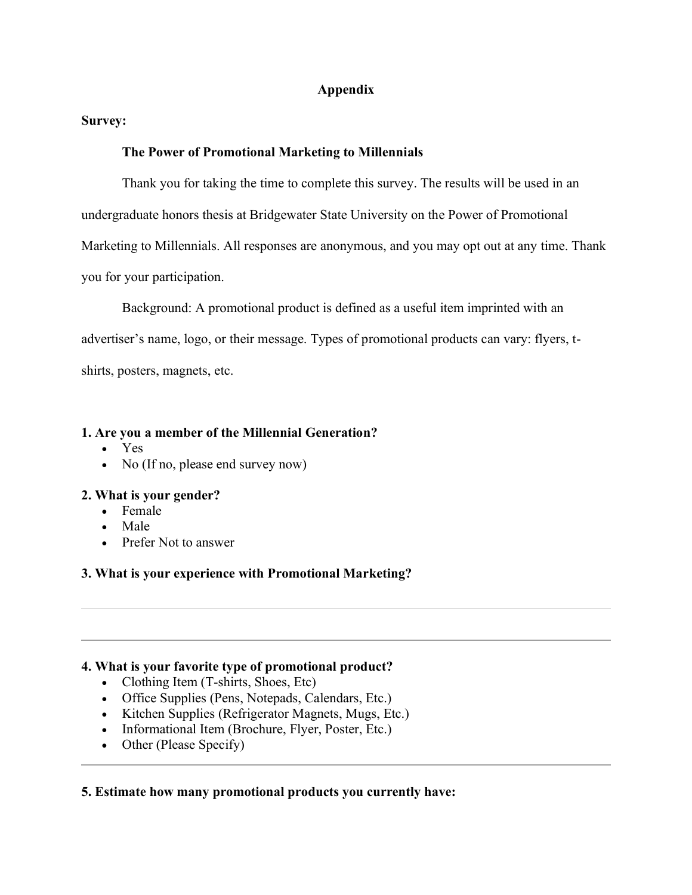## Appendix

**Survey:**

**The Power of Promotional Marketing to Millennials**

Thank you for taking the time to complete this survey. The results will be used in an undergraduate honors thesis at Bridgewater State University on the Power of Promotional Marketing to Millennials. All responses are anonymous, and you may opt out at any time. Thank you for your participation.

Background: A promotional product is defined as a useful item imprinted with an advertiser's name, logo, or their message. Types of promotional products can vary: flyers, t-shirts, posters, magnets, etc.

**1. Are you a member of the Millennial Generation?**

- Yes
- No (If no, please end survey now)

**2. What is your gender?**

- Female
- Male
- Prefer Not to answer

**3. What is your experience with Promotional Marketing?**

---

---

**4. What is your favorite type of promotional product?**

- Clothing Item (T-shirts, Shoes, Etc)
- Office Supplies (Pens, Notepads, Calendars, Etc.)
- Kitchen Supplies (Refrigerator Magnets, Mugs, Etc.)
- Informational Item (Brochure, Flyer, Poster, Etc.)
- Other (Please Specify)

---

**5. Estimate how many promotional products you currently have:**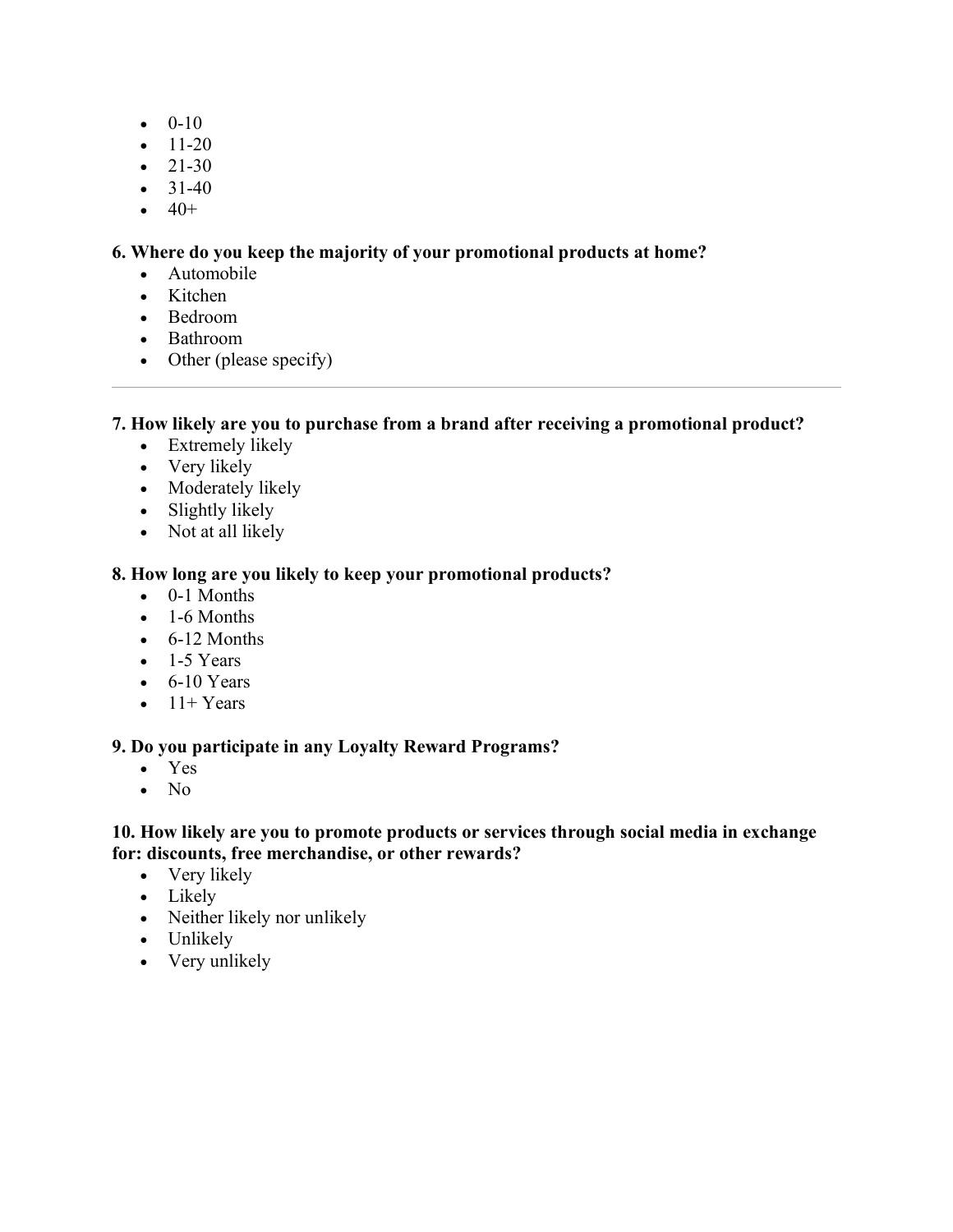- 0-10
- 11-20
- 21-30
- 31-40
- 40+

**6. Where do you keep the majority of your promotional products at home?**

- Automobile
- Kitchen
- Bedroom
- Bathroom
- Other (please specify)

---

**7. How likely are you to purchase from a brand after receiving a promotional product?**

- Extremely likely
- Very likely
- Moderately likely
- Slightly likely
- Not at all likely

**8. How long are you likely to keep your promotional products?**

- 0-1 Months
- 1-6 Months
- 6-12 Months
- 1-5 Years
- 6-10 Years
- 11+ Years

**9. Do you participate in any Loyalty Reward Programs?**

- Yes
- No

**10. How likely are you to promote products or services through social media in exchange for: discounts, free merchandise, or other rewards?**

- Very likely
- Likely
- Neither likely nor unlikely
- Unlikely
- Very unlikely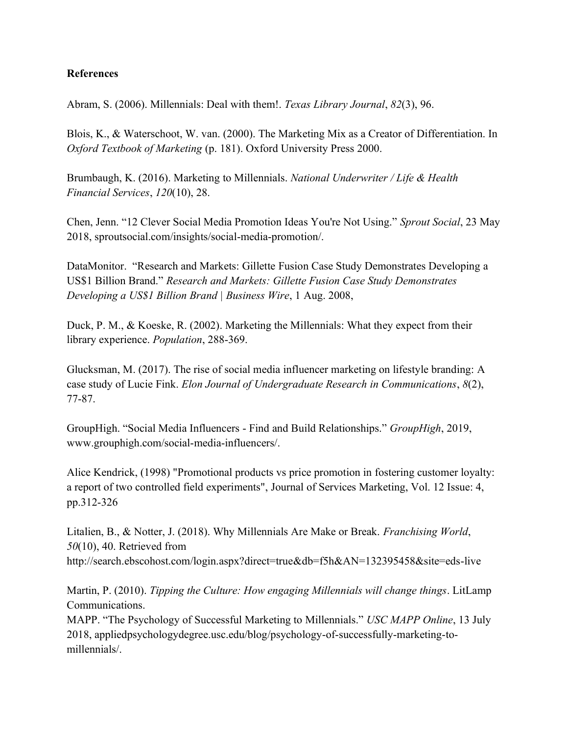**References**

Abram, S. (2006). Millennials: Deal with them!. *Texas Library Journal*, *82*(3), 96.

Blois, K., & Waterschoot, W. van. (2000). The Marketing Mix as a Creator of Differentiation. In *Oxford Textbook of Marketing* (p. 181). Oxford University Press 2000.

Brumbaugh, K. (2016). Marketing to Millennials. *National Underwriter / Life & Health Financial Services*, *120*(10), 28.

Chen, Jenn. "12 Clever Social Media Promotion Ideas You're Not Using." *Sprout Social*, 23 May 2018, sproutsocial.com/insights/social-media-promotion/.

DataMonitor. "Research and Markets: Gillette Fusion Case Study Demonstrates Developing a US$1 Billion Brand." *Research and Markets: Gillette Fusion Case Study Demonstrates Developing a US$1 Billion Brand | Business Wire*, 1 Aug. 2008,

Duck, P. M., & Koeske, R. (2002). Marketing the Millennials: What they expect from their library experience. *Population*, 288-369.

Glucksman, M. (2017). The rise of social media influencer marketing on lifestyle branding: A case study of Lucie Fink. *Elon Journal of Undergraduate Research in Communications*, *8*(2), 77-87.

GroupHigh. "Social Media Influencers - Find and Build Relationships." *GroupHigh*, 2019, www.grouphigh.com/social-media-influencers/.

Alice Kendrick, (1998) "Promotional products vs price promotion in fostering customer loyalty: a report of two controlled field experiments", Journal of Services Marketing, Vol. 12 Issue: 4, pp.312-326

Litalien, B., & Notter, J. (2018). Why Millennials Are Make or Break. *Franchising World*, *50*(10), 40. Retrieved from http://search.ebscohost.com/login.aspx?direct=true&db=f5h&AN=132395458&site=eds-live

Martin, P. (2010). *Tipping the Culture: How engaging Millennials will change things*. LitLamp Communications.

MAPP. "The Psychology of Successful Marketing to Millennials." *USC MAPP Online*, 13 July 2018, appliedpsychologydegree.usc.edu/blog/psychology-of-successfully-marketing-to-millennials/.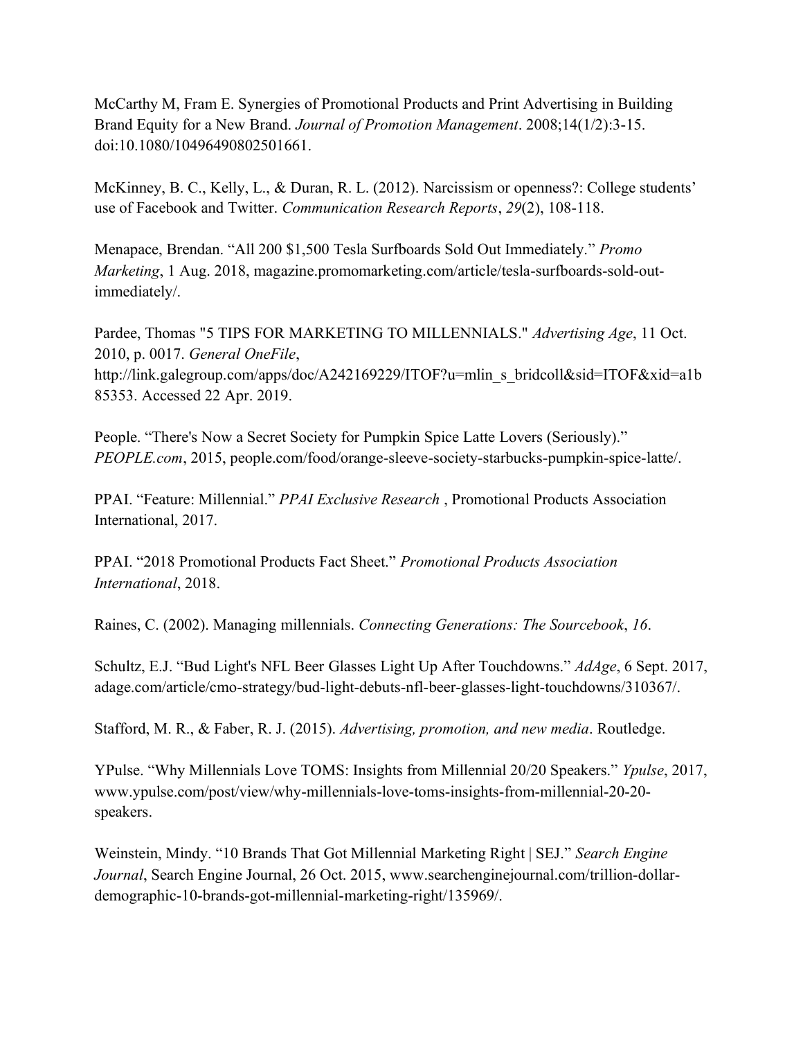McCarthy M, Fram E. Synergies of Promotional Products and Print Advertising in Building Brand Equity for a New Brand. *Journal of Promotion Management*. 2008;14(1/2):3-15. doi:10.1080/10496490802501661.

McKinney, B. C., Kelly, L., & Duran, R. L. (2012). Narcissism or openness?: College students' use of Facebook and Twitter. *Communication Research Reports*, *29*(2), 108-118.

Menapace, Brendan. "All 200 $1,500 Tesla Surfboards Sold Out Immediately." *Promo Marketing*, 1 Aug. 2018, magazine.promomarketing.com/article/tesla-surfboards-sold-out-immediately/.

Pardee, Thomas "5 TIPS FOR MARKETING TO MILLENNIALS." *Advertising Age*, 11 Oct. 2010, p. 0017. *General OneFile*, http://link.galegroup.com/apps/doc/A242169229/ITOF?u=mlin_s_bridcoll&sid=ITOF&xid=a1b85353. Accessed 22 Apr. 2019.

People. "There's Now a Secret Society for Pumpkin Spice Latte Lovers (Seriously)." *PEOPLE.com*, 2015, people.com/food/orange-sleeve-society-starbucks-pumpkin-spice-latte/.

PPAI. "Feature: Millennial." *PPAI Exclusive Research* , Promotional Products Association International, 2017.

PPAI. "2018 Promotional Products Fact Sheet." *Promotional Products Association International*, 2018.

Raines, C. (2002). Managing millennials. *Connecting Generations: The Sourcebook*, *16*.

Schultz, E.J. "Bud Light's NFL Beer Glasses Light Up After Touchdowns." *AdAge*, 6 Sept. 2017, adage.com/article/cmo-strategy/bud-light-debuts-nfl-beer-glasses-light-touchdowns/310367/.

Stafford, M. R., & Faber, R. J. (2015). *Advertising, promotion, and new media*. Routledge.

YPulse. "Why Millennials Love TOMS: Insights from Millennial 20/20 Speakers." *Ypulse*, 2017, www.ypulse.com/post/view/why-millennials-love-toms-insights-from-millennial-20-20-speakers.

Weinstein, Mindy. "10 Brands That Got Millennial Marketing Right | SEJ." *Search Engine Journal*, Search Engine Journal, 26 Oct. 2015, www.searchenginejournal.com/trillion-dollar-demographic-10-brands-got-millennial-marketing-right/135969/.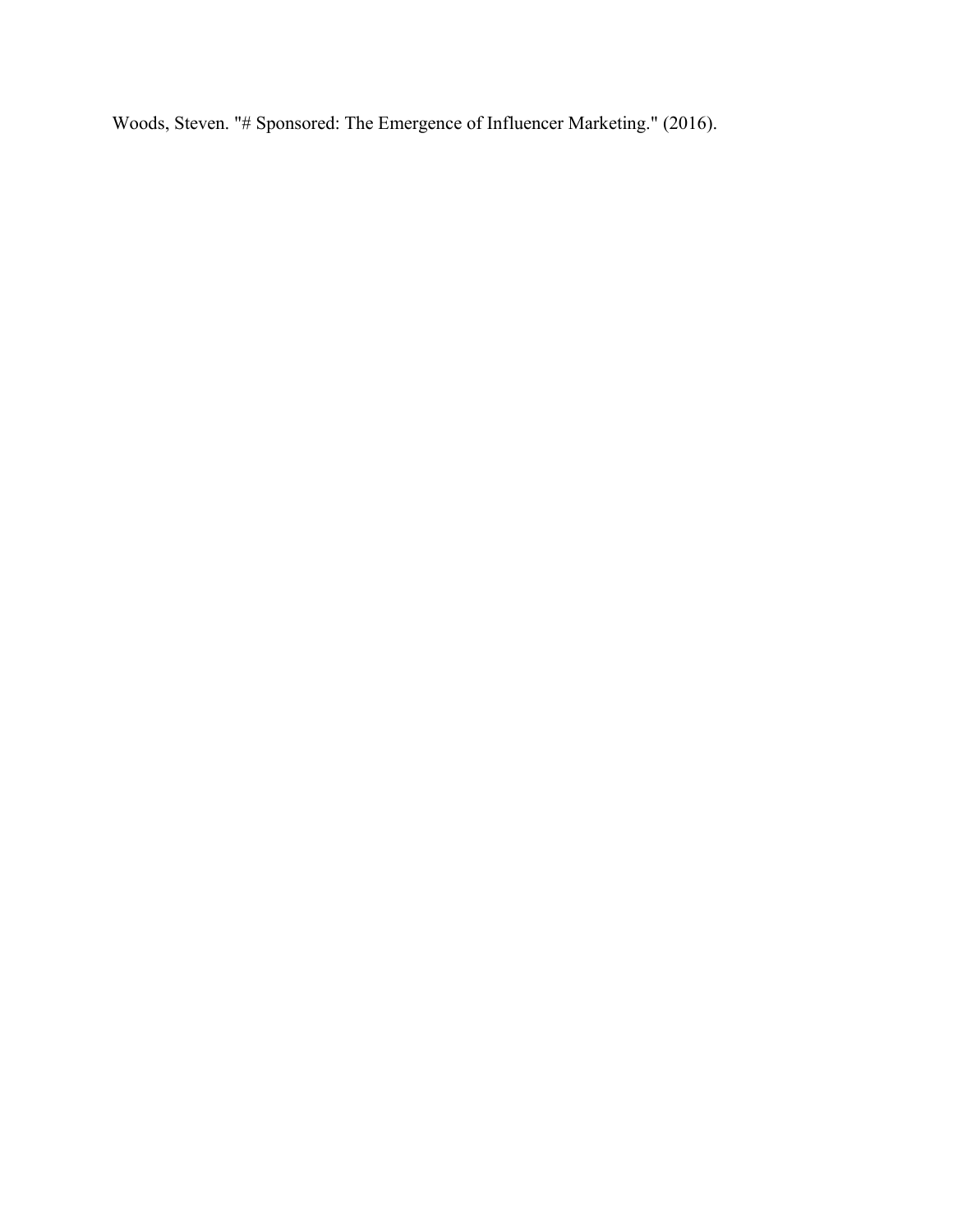Woods, Steven. "# Sponsored: The Emergence of Influencer Marketing." (2016).